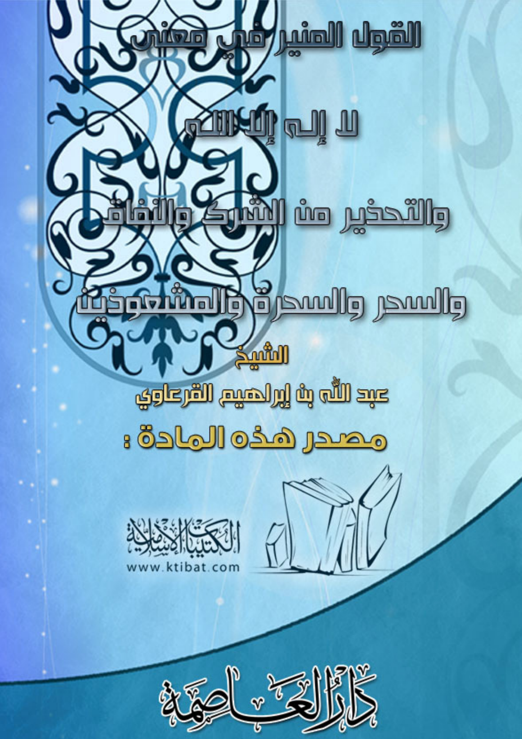# القول المنير في معنى

# لا إله إلا الله

# والتحذير من الشرك والنفاق

# والسحر والسحرة والمشعوذين

الشيخ

عبد الله بن إبراهيم القرعاوي

مصدر هذه المادة :

الكتيبات الإسلامية

www.ktibat.com

دار العاصمة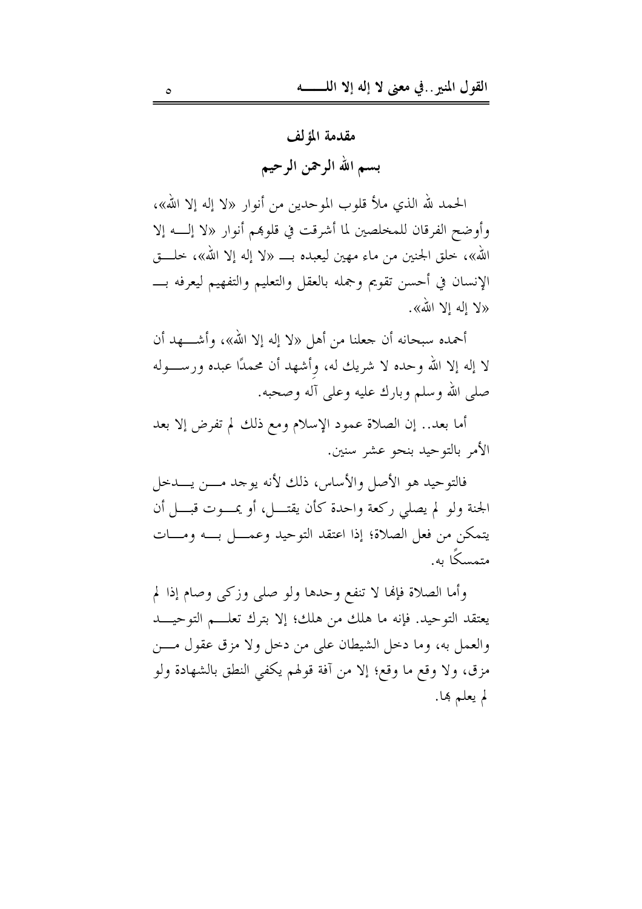## مقدمة المؤلف

### بسم الله الرحمن الرحيم

الحمد لله الذي ملأ قلوب الموحدين من أنوار «لا إله إلا الله»، وأوضح الفرقان للمخلصين لما أشرقت في قلوبهم أنوار «لا إله إلا الله»، خلق الجنين من ماء مهين ليعبده بـ «لا إله إلا الله»، خلق الإنسان في أحسن تقويم وجمله بالعقل والتعليم والتفهيم ليعرفه بـ «لا إله إلا الله».

أحمده سبحانه أن جعلنا من أهل «لا إله إلا الله»، وأشهد أن لا إله إلا الله وحده لا شريك له، وأشهد أن محمدًا عبده ورسوله صلى الله وسلم وبارك عليه وعلى آله وصحبه.

أما بعد.. إن الصلاة عمود الإسلام ومع ذلك لم تفرض إلا بعد الأمر بالتوحيد بنحو عشر سنين.

فالتوحيد هو الأصل والأساس، ذلك لأنه يوجد من يدخل الجنة ولو لم يصلي ركعة واحدة كأن يقتل، أو يموت قبل أن يتمكن من فعل الصلاة؛ إذا اعتقد التوحيد وعمل به ومات متمسكًا به.

وأما الصلاة فإنها لا تنفع وحدها ولو صلى وزكى وصام إذا لم يعتقد التوحيد. فإنه ما هلك من هلك؛ إلا بترك تعلم التوحيد والعمل به، وما دخل الشيطان على من دخل ولا مزق عقول من مزق، ولا وقع ما وقع؛ إلا من آفة قولهم يكفي النطق بالشهادة ولو لم يعلم بها.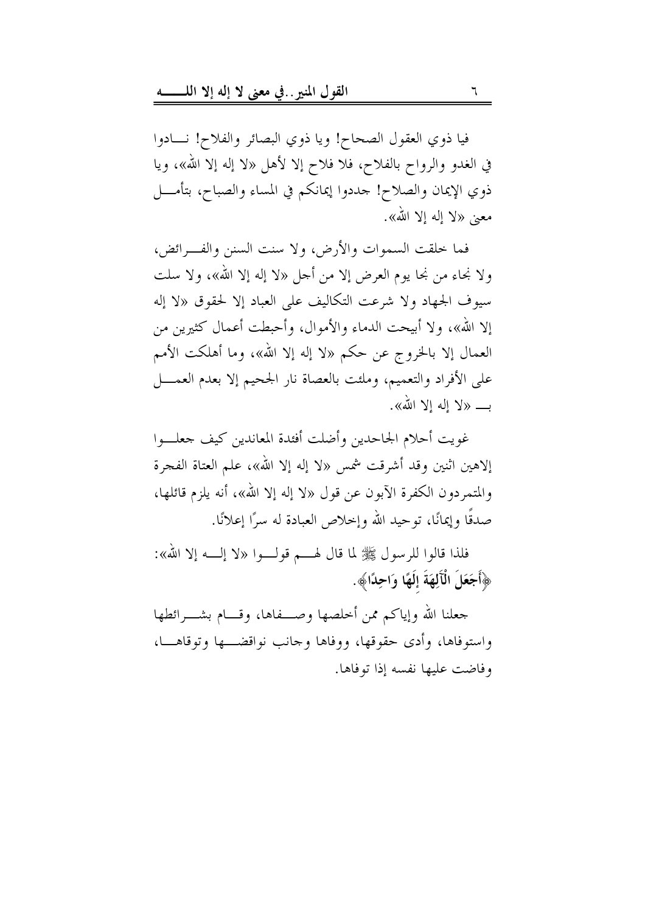فيا ذوي العقول الصحاح! ويا ذوي البصائر والفلاح! نادوا في الغدو والرواح بالفلاح، فلا فلاح إلا لأهل «لا إله إلا الله»، ويا ذوي الإيمان والصلاح! جددوا إيمانكم في المساء والصباح، بتأمل معنى «لا إله إلا الله».

فما خلقت السموات والأرض، ولا سنت السنن والفرائض، ولا نجاء من نجا يوم العرض إلا من أجل «لا إله إلا الله»، ولا سلت سيوف الجهاد ولا شرعت التكاليف على العباد إلا لحقوق «لا إله إلا الله»، ولا أبيحت الدماء والأموال، وأحبطت أعمال كثيرين من العمال إلا بالخروج عن حكم «لا إله إلا الله»، وما أهلكت الأمم على الأفراد والتعميم، وملئت بالعصاة نار الجحيم إلا بعدم العمل بـ «لا إله إلا الله».

غويت أحلام الجاحدين وأضلت أفئدة المعاندين كيف جعلوا إلاهين اثنين وقد أشرقت شمس «لا إله إلا الله»، علم العتاة الفجرة والمتمردون الكفرة الآبون عن قول «لا إله إلا الله»، أنه يلزم قائلها، صدقًا وإيمانًا، توحيد الله وإخلاص العبادة له سرًا إعلانًا.

فلذا قالوا للرسول ﷺ لما قال لهم قولوا «لا إله إلا الله»: ﴿أَجَعَلَ الْآلِهَةَ إِلَهًا وَاحِدًا﴾.

جعلنا الله وإياكم ممن أخلصها وصفاها، وقام بشرائطها واستوفاها، وأدى حقوقها، ووفاها وجانب نواقضها وتوقاها، وفاضت عليها نفسه إذا توفاها.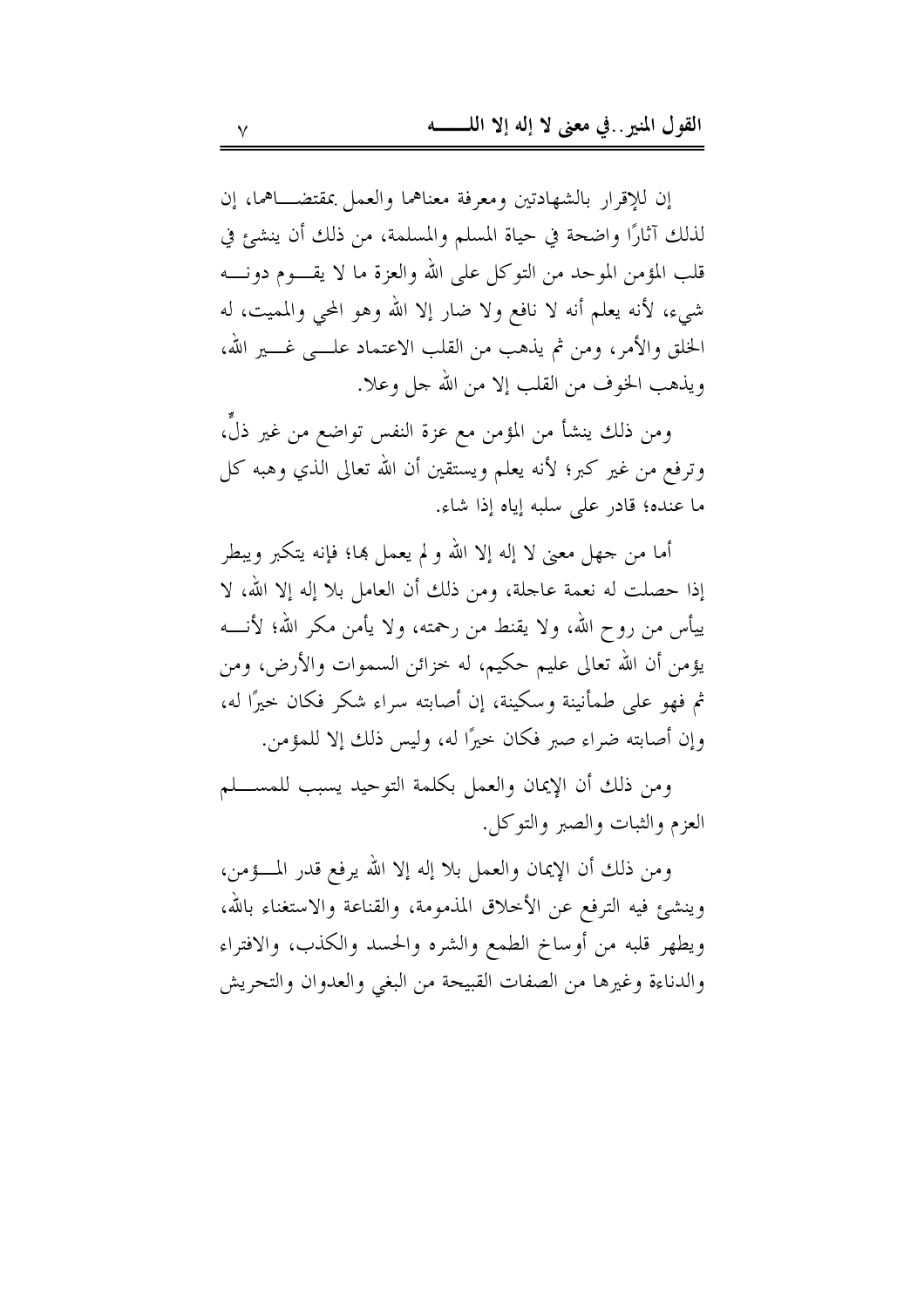إن للإقرار بالشهادتين ومعرفة معناهما والعمل بمقتضاهما، إن لذلك آثارًا واضحة في حياة المسلم والمسلمة، من ذلك أن ينشئ في قلب المؤمن الموحد من التوكل على الله والعزة ما لا يقوم دونه شيء، لأنه يعلم أنه لا نافع ولا ضار إلا الله وهو المحي والمميت، له الخلق والأمر، ومن ثم يذهب من القلب الاعتماد على غير الله، ويذهب الخوف من القلب إلا من الله جل وعلا.

ومن ذلك ينشأ من المؤمن مع عزة النفس تواضع من غير ذلٍّ، وترفع من غير كبر؛ لأنه يعلم ويستقين أن الله تعالى الذي وهبه كل ما عنده؛ قادر على سلبه إياه إذا شاء.

أما من جهل معنى لا إله إلا الله و لم يعمل بها؛ فإنه يتكبر ويبطر إذا حصلت له نعمة عاجلة، ومن ذلك أن العامل بلا إله إلا الله، لا ييأس من روح الله، ولا يقنط من رحمته، ولا يأمن مكر الله؛ لأنه يؤمن أن الله تعالى عليم حكيم، له خزائن السموات والأرض، ومن ثم فهو على طمأنينة وسكينة، إن أصابته سراء شكر فكان خيرًا له، وإن أصابته ضراء صبر فكان خيرًا له، وليس ذلك إلا للمؤمن.

ومن ذلك أن الإيمان والعمل بكلمة التوحيد يسبب للمسلم العزم والثبات والصبر والتوكل.

ومن ذلك أن الإيمان والعمل بلا إله إلا الله يرفع قدر المؤمن، وينشئ فيه الترفع عن الأخلاق المذمومة، والقناعة والاستغناء بالله، ويطهر قلبه من أوساخ الطمع والشره والحسد والكذب، والافتراء والدناءة وغيرها من الصفات القبيحة من البغي والعدوان والتحريش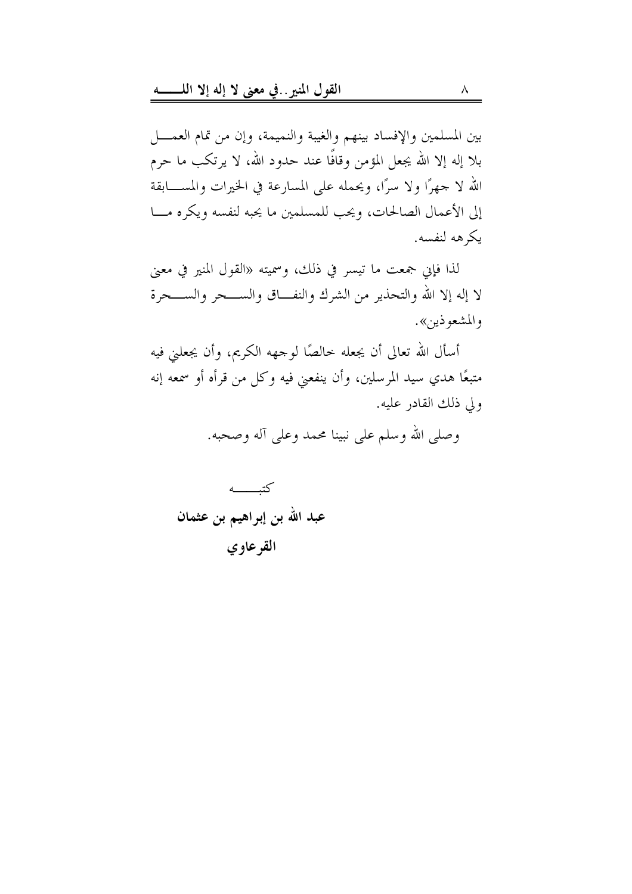بين المسلمين والإفساد بينهم والغيبة والنميمة، وإن من تمام العمل بلا إله إلا الله يجعل المؤمن وقافًا عند حدود الله، لا يرتكب ما حرم الله لا جهرًا ولا سرًا، ويحمله على المسارعة في الخيرات والمسابقة إلى الأعمال الصالحات، ويحب للمسلمين ما يحبه لنفسه ويكره ما يكرهه لنفسه.

لذا فإني جمعت ما تيسر في ذلك، وسميته «القول المنير في معنى لا إله إلا الله والتحذير من الشرك والنفاق والسحر والسحرة والمشعوذين».

أسأل الله تعالى أن يجعله خالصًا لوجهه الكريم، وأن يجعلني فيه متبعًا هدي سيد المرسلين، وأن ينفعني فيه وكل من قرأه أو سمعه إنه ولي ذلك القادر عليه.

وصلى الله وسلم على نبينا محمد وعلى آله وصحبه.

كتبه

**عبد الله بن إبراهيم بن عثمان**

**القرعاوي**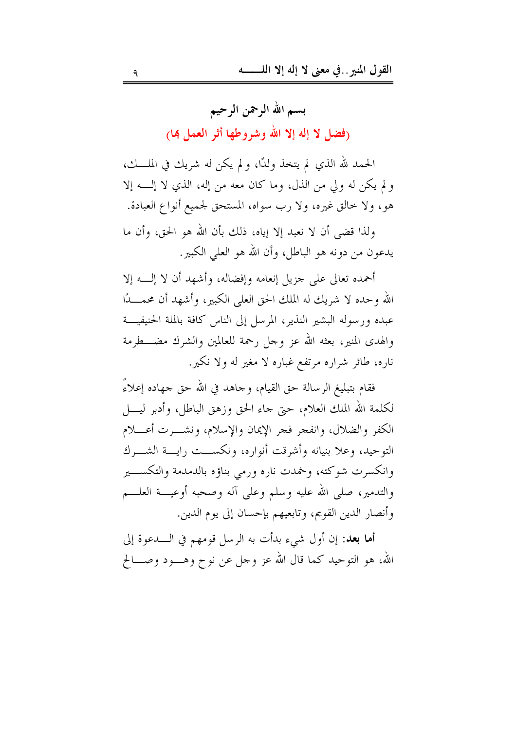## بسم الله الرحمن الرحيم

## (فضل لا إله إلا الله وشروطها أثر العمل بها)

الحمد لله الذي لم يتخذ ولدًا، ولم يكن له شريك في الملك، ولم يكن له ولي من الذل، وما كان معه من إله، الذي لا إله إلا هو، ولا خالق غيره، ولا رب سواه، المستحق لجميع أنواع العبادة.

ولذا قضى أن لا نعبد إلا إياه، ذلك بأن الله هو الحق، وأن ما يدعون من دونه هو الباطل، وأن الله هو العلي الكبير.

أحمده تعالى على جزيل إنعامه وإفضاله، وأشهد أن لا إله إلا الله وحده لا شريك له الملك الحق العلى الكبير، وأشهد أن محمدًا عبده ورسوله البشير النذير، المرسل إلى الناس كافة بالملة الحنيفية والهدى المنير، بعثه الله عز وجل رحمة للعالمين والشرك مضطرمة ناره، طائر شراره مرتفع غباره لا مغير له ولا نكير.

فقام بتبليغ الرسالة حق القيام، وجاهد في الله حق جهاده إعلاءً لكلمة الله الملك العلام، حتى جاء الحق وزهق الباطل، وأدبر ليل الكفر والضلال، وانفجر فجر الإيمان والإسلام، ونشرت أعلام التوحيد، وعلا بنيانه وأشرقت أنواره، ونكست راية الشرك وانكسرت شوكته، وخمدت ناره ورمي بناؤه بالدمدمة والتكسير والتدمير، صلى الله عليه وسلم وعلى آله وصحبه أوعية العلم وأنصار الدين القويم، وتابعيهم بإحسان إلى يوم الدين.

**أما بعد:** إن أول شيء بدأت به الرسل قومهم في الدعوة إلى الله، هو التوحيد كما قال الله عز وجل عن نوح وهود وصالح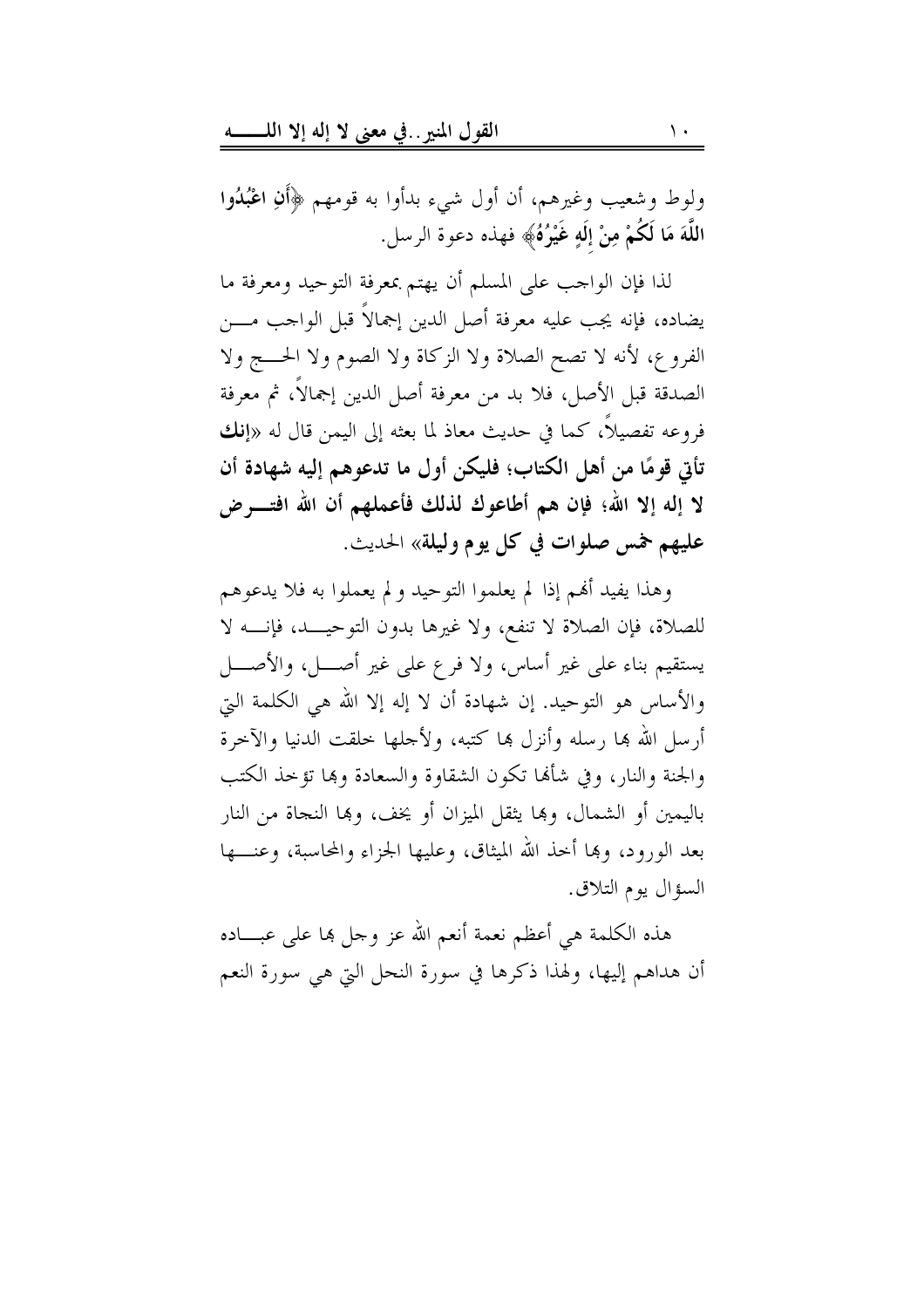ولوط وشعيب وغيرهم، أن أول شيء بدأوا به قومهم ﴿**أَنِ اعْبُدُوا اللَّهَ مَا لَكُمْ مِنْ إِلَهٍ غَيْرُهُ**﴾ فهذه دعوة الرسل.

لذا فإن الواجب على المسلم أن يهتم بمعرفة التوحيد ومعرفة ما يضاده، فإنه يجب عليه معرفة أصل الدين إجمالاً قبل الواجب من الفروع، لأنه لا تصح الصلاة ولا الزكاة ولا الصوم ولا الحج ولا الصدقة قبل الأصل، فلا بد من معرفة أصل الدين إجمالاً، ثم معرفة فروعه تفصيلاً، كما في حديث معاذ لما بعثه إلى اليمن قال له «**إنك تأتي قومًا من أهل الكتاب؛ فليكن أول ما تدعوهم إليه شهادة أن لا إله إلا الله؛ فإن هم أطاعوك لذلك فأعلمهم أن الله افترض عليهم خمس صلوات في كل يوم وليلة**» الحديث.

وهذا يفيد أنهم إذا لم يعلموا التوحيد و لم يعملوا به فلا يدعوهم للصلاة، فإن الصلاة لا تنفع، ولا غيرها بدون التوحيد، فإنه لا يستقيم بناء على غير أساس، ولا فرع على غير أصل، والأصل والأساس هو التوحيد. إن شهادة أن لا إله إلا الله هي الكلمة التي أرسل الله بها رسله وأنزل بها كتبه، ولأجلها خلقت الدنيا والآخرة والجنة والنار، وفي شأنها تكون الشقاوة والسعادة وبها تؤخذ الكتب باليمين أو الشمال، وبها يثقل الميزان أو يخف، وبها النجاة من النار بعد الورود، وبها أخذ الله الميثاق، وعليها الجزاء والمحاسبة، وعنها السؤال يوم التلاق.

هذه الكلمة هي أعظم نعمة أنعم الله عز وجل بها على عباده أن هداهم إليها، ولهذا ذكرها في سورة النحل التي هي سورة النعم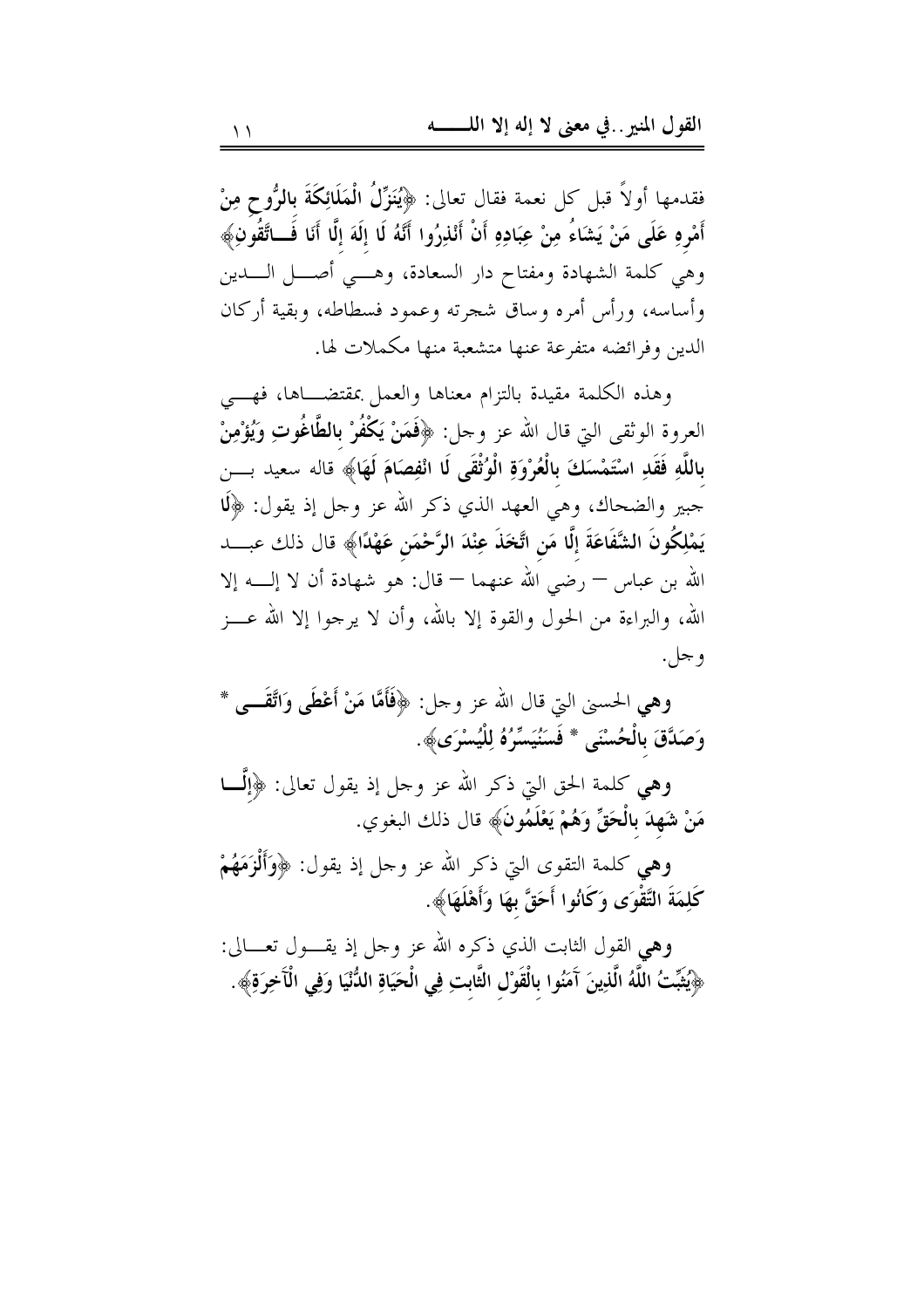فقدمها أولاً قبل كل نعمة فقال تعالى: ﴿**يُنَزِّلُ الْمَلَائِكَةَ بِالرُّوحِ مِنْ أَمْرِهِ عَلَى مَنْ يَشَاءُ مِنْ عِبَادِهِ أَنْ أَنْذِرُوا أَنَّهُ لَا إِلَهَ إِلَّا أَنَا فَاتَّقُونِ**﴾ وهي كلمة الشهادة ومفتاح دار السعادة، وهي أصل الدين وأساسه، ورأس أمره وساق شجرته وعمود فسطاطه، وبقية أركان الدين وفرائضه متفرعة عنها متشعبة منها مكملات لها.

وهذه الكلمة مقيدة بالتزام معناها والعمل بمقتضاها، فهي العروة الوثقى التي قال الله عز وجل: ﴿**فَمَنْ يَكْفُرْ بِالطَّاغُوتِ وَيُؤْمِنْ بِاللَّهِ فَقَدِ اسْتَمْسَكَ بِالْعُرْوَةِ الْوُثْقَى لَا انْفِصَامَ لَهَا**﴾ قاله سعيد بن جبير والضحاك، وهي العهد الذي ذكر الله عز وجل إذ يقول: ﴿**لَا يَمْلِكُونَ الشَّفَاعَةَ إِلَّا مَنِ اتَّخَذَ عِنْدَ الرَّحْمَنِ عَهْدًا**﴾ قال ذلك عبد الله بن عباس – رضي الله عنهما – قال: هو شهادة أن لا إله إلا الله، والبراءة من الحول والقوة إلا بالله، وأن لا يرجوا إلا الله عز وجل.

**وهي** الحسنى التي قال الله عز وجل: ﴿**فَأَمَّا مَنْ أَعْطَى وَاتَّقَى * وَصَدَّقَ بِالْحُسْنَى * فَسَنُيَسِّرُهُ لِلْيُسْرَى**﴾.

**وهي** كلمة الحق التي ذكر الله عز وجل إذ يقول تعالى: ﴿**إِلَّا مَنْ شَهِدَ بِالْحَقِّ وَهُمْ يَعْلَمُونَ**﴾ قال ذلك البغوي.

**وهي** كلمة التقوى التي ذكر الله عز وجل إذ يقول: ﴿**وَأَلْزَمَهُمْ كَلِمَةَ التَّقْوَى وَكَانُوا أَحَقَّ بِهَا وَأَهْلَهَا**﴾.

**وهي** القول الثابت الذي ذكره الله عز وجل إذ يقول تعالى: ﴿**يُثَبِّتُ اللَّهُ الَّذِينَ آمَنُوا بِالْقَوْلِ الثَّابِتِ فِي الْحَيَاةِ الدُّنْيَا وَفِي الْآخِرَةِ**﴾.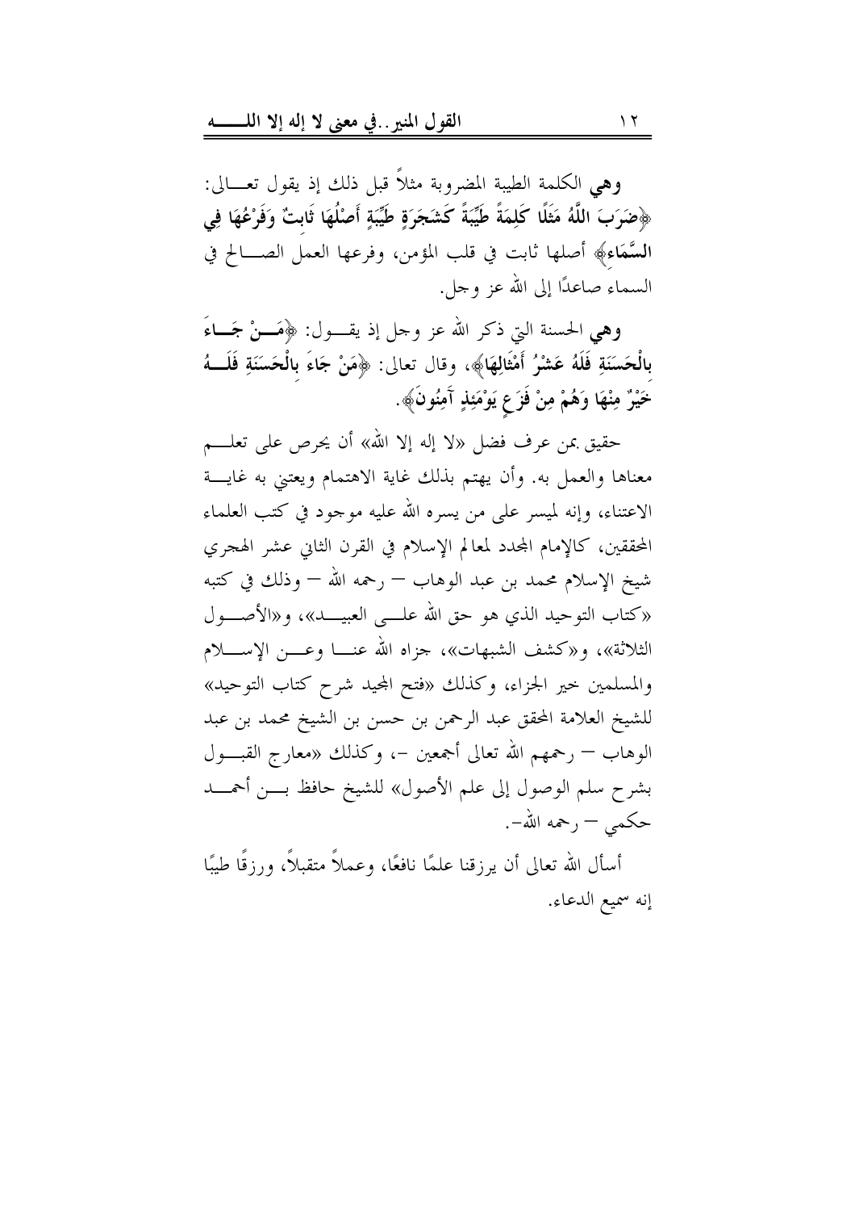**وهي** الكلمة الطيبة المضروبة مثلاً قبل ذلك إذ يقول تعالى: ﴿**ضَرَبَ اللَّهُ مَثَلًا كَلِمَةً طَيِّبَةً كَشَجَرَةٍ طَيِّبَةٍ أَصْلُهَا ثَابِتٌ وَفَرْعُهَا فِي السَّمَاءِ**﴾ أصلها ثابت في قلب المؤمن، وفرعها العمل الصالح في السماء صاعدًا إلى الله عز وجل.

**وهي** الحسنة التي ذكر الله عز وجل إذ يقول: ﴿**مَنْ جَاءَ بِالْحَسَنَةِ فَلَهُ عَشْرُ أَمْثَالِهَا**﴾، وقال تعالى: ﴿**مَنْ جَاءَ بِالْحَسَنَةِ فَلَهُ خَيْرٌ مِنْهَا وَهُمْ مِنْ فَزَعٍ يَوْمَئِذٍ آمِنُونَ**﴾.

حقيق بمن عرف فضل «لا إله إلا الله» أن يحرص على تعلم معناها والعمل به. وأن يهتم بذلك غاية الاهتمام ويعتني به غاية الاعتناء، وإنه لميسر على من يسره الله عليه موجود في كتب العلماء المحققين، كالإمام المجدد لمعالم الإسلام في القرن الثاني عشر الهجري شيخ الإسلام محمد بن عبد الوهاب – رحمه الله – وذلك في كتبه «كتاب التوحيد الذي هو حق الله على العبيد»، و«الأصول الثلاثة»، و«كشف الشبهات»، جزاه الله عنا وعن الإسلام والمسلمين خير الجزاء، وكذلك «فتح المجيد شرح كتاب التوحيد» للشيخ العلامة المحقق عبد الرحمن بن حسن بن الشيخ محمد بن عبد الوهاب – رحمهم الله تعالى أجمعين –، وكذلك «معارج القبول بشرح سلم الوصول إلى علم الأصول» للشيخ حافظ بن أحمد حكمي – رحمه الله–.

أسأل الله تعالى أن يرزقنا علمًا نافعًا، وعملاً متقبلاً، ورزقًا طيبًا إنه سميع الدعاء.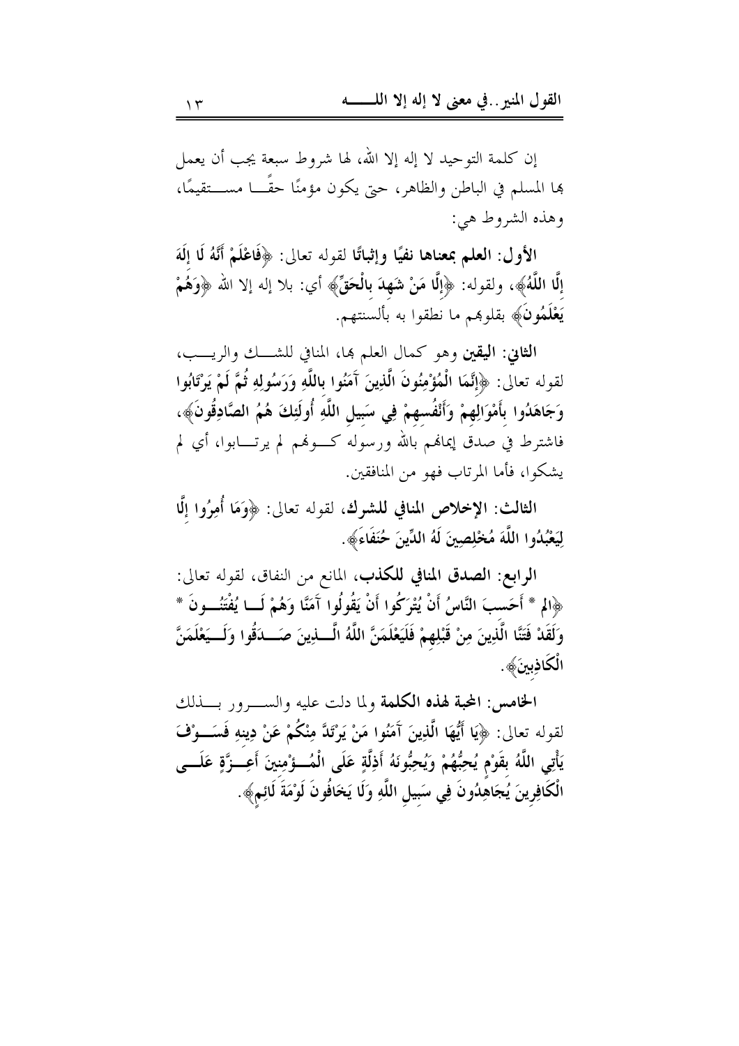إن كلمة التوحيد لا إله إلا الله، لها شروط سبعة يجب أن يعمل بها المسلم في الباطن والظاهر، حتى يكون مؤمنًا حقًا مستقيمًا، وهذه الشروط هي:

**الأول: العلم بمعناها نفيًا وإثباتًا** لقوله تعالى: ﴿**فَاعْلَمْ أَنَّهُ لَا إِلَهَ إِلَّا اللَّهُ**﴾، ولقوله: ﴿**إِلَّا مَنْ شَهِدَ بِالْحَقِّ**﴾ أي: بلا إله إلا الله ﴿**وَهُمْ يَعْلَمُونَ**﴾ بقلوبهم ما نطقوا به بألسنتهم.

**الثاني: اليقين** وهو كمال العلم بها، المنافي للشك والريب، لقوله تعالى: ﴿**إِنَّمَا الْمُؤْمِنُونَ الَّذِينَ آمَنُوا بِاللَّهِ وَرَسُولِهِ ثُمَّ لَمْ يَرْتَابُوا وَجَاهَدُوا بِأَمْوَالِهِمْ وَأَنْفُسِهِمْ فِي سَبِيلِ اللَّهِ أُولَئِكَ هُمُ الصَّادِقُونَ**﴾، فاشترط في صدق إيمانهم بالله ورسوله كونهم لم يرتابوا، أي لم يشكوا، فأما المرتاب فهو من المنافقين.

**الثالث: الإخلاص المنافي للشرك**، لقوله تعالى: ﴿**وَمَا أُمِرُوا إِلَّا لِيَعْبُدُوا اللَّهَ مُخْلِصِينَ لَهُ الدِّينَ حُنَفَاءَ**﴾.

**الرابع: الصدق المنافي للكذب**، المانع من النفاق، لقوله تعالى: ﴿**الم * أَحَسِبَ النَّاسُ أَنْ يُتْرَكُوا أَنْ يَقُولُوا آمَنَّا وَهُمْ لَا يُفْتَنُونَ * وَلَقَدْ فَتَنَّا الَّذِينَ مِنْ قَبْلِهِمْ فَلَيَعْلَمَنَّ اللَّهُ الَّذِينَ صَدَقُوا وَلَيَعْلَمَنَّ الْكَاذِبِينَ**﴾.

**الخامس: المحبة لهذه الكلمة** ولما دلت عليه والسرور بذلك لقوله تعالى: ﴿**يَا أَيُّهَا الَّذِينَ آمَنُوا مَنْ يَرْتَدَّ مِنْكُمْ عَنْ دِينِهِ فَسَوْفَ يَأْتِي اللَّهُ بِقَوْمٍ يُحِبُّهُمْ وَيُحِبُّونَهُ أَذِلَّةٍ عَلَى الْمُؤْمِنِينَ أَعِزَّةٍ عَلَى الْكَافِرِينَ يُجَاهِدُونَ فِي سَبِيلِ اللَّهِ وَلَا يَخَافُونَ لَوْمَةَ لَائِمٍ**﴾.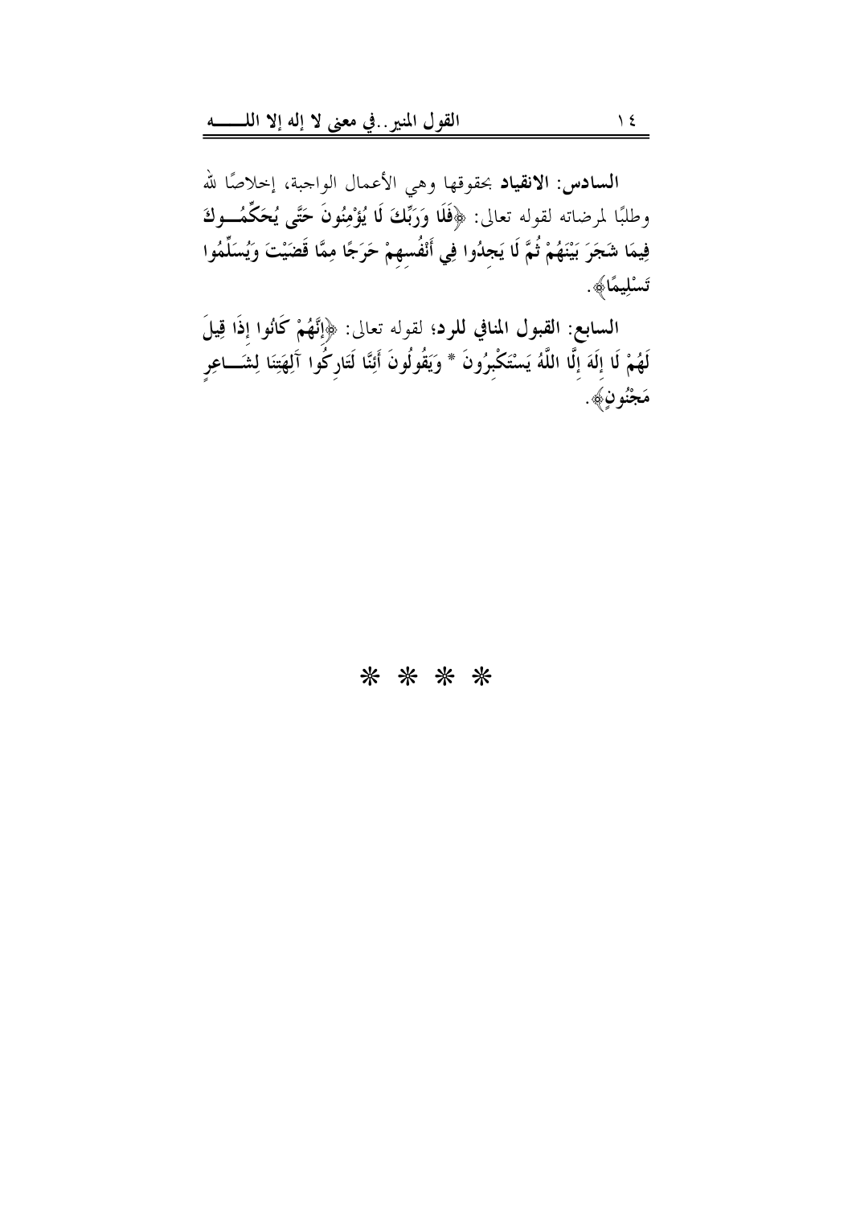**السادس: الانقياد** بحقوقها وهي الأعمال الواجبة، إخلاصًا لله وطلبًا لمرضاته لقوله تعالى: ﴿**فَلَا وَرَبِّكَ لَا يُؤْمِنُونَ حَتَّى يُحَكِّمُوكَ فِيمَا شَجَرَ بَيْنَهُمْ ثُمَّ لَا يَجِدُوا فِي أَنْفُسِهِمْ حَرَجًا مِمَّا قَضَيْتَ وَيُسَلِّمُوا تَسْلِيمًا**﴾.

**السابع: القبول المنافي للرد**؛ لقوله تعالى: ﴿**إِنَّهُمْ كَانُوا إِذَا قِيلَ لَهُمْ لَا إِلَهَ إِلَّا اللَّهُ يَسْتَكْبِرُونَ * وَيَقُولُونَ أَئِنَّا لَتَارِكُوا آلِهَتِنَا لِشَاعِرٍ مَجْنُونٍ**﴾.

* * * *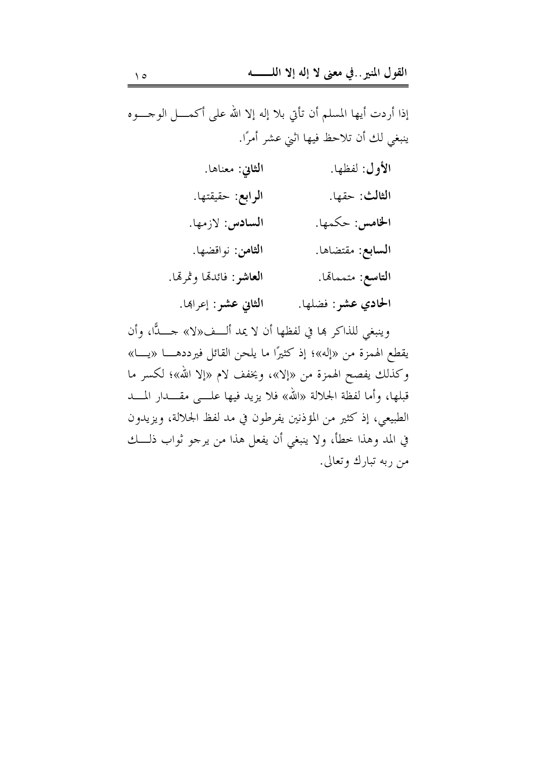إذا أردت أيها المسلم أن تأتي بلا إله إلا الله على أكمل الوجوه ينبغي لك أن تلاحظ فيها اثني عشر أمرًا.

**الأول**: لفظها. **الثاني**: معناها.

**الثالث**: حقها. **الرابع**: حقيقتها.

**الخامس**: حكمها. **السادس**: لازمها.

**السابع**: مقتضاها. **الثامن**: نواقضها.

**التاسع**: متمماتها. **العاشر**: فائدتها وثمرتها.

**الحادي عشر**: فضلها. **الثاني عشر**: إعرابها.

وينبغي للذاكر بها في لفظها أن لا يمد ألف«لا» جدًّا، وأن يقطع الهمزة من «إله»؛ إذ كثيرًا ما يلحن القائل فيرددها «يا» وكذلك يفصح الهمزة من «إلا»، ويخفف لام «إلا الله»؛ لكسر ما قبلها، وأما لفظة الجلالة «الله» فلا يزيد فيها على مقدار المد الطبيعي، إذ كثير من المؤذنين يفرطون في مد لفظ الجلالة، ويزيدون في المد وهذا خطأ، ولا ينبغي أن يفعل هذا من يرجو ثواب ذلك من ربه تبارك وتعالى.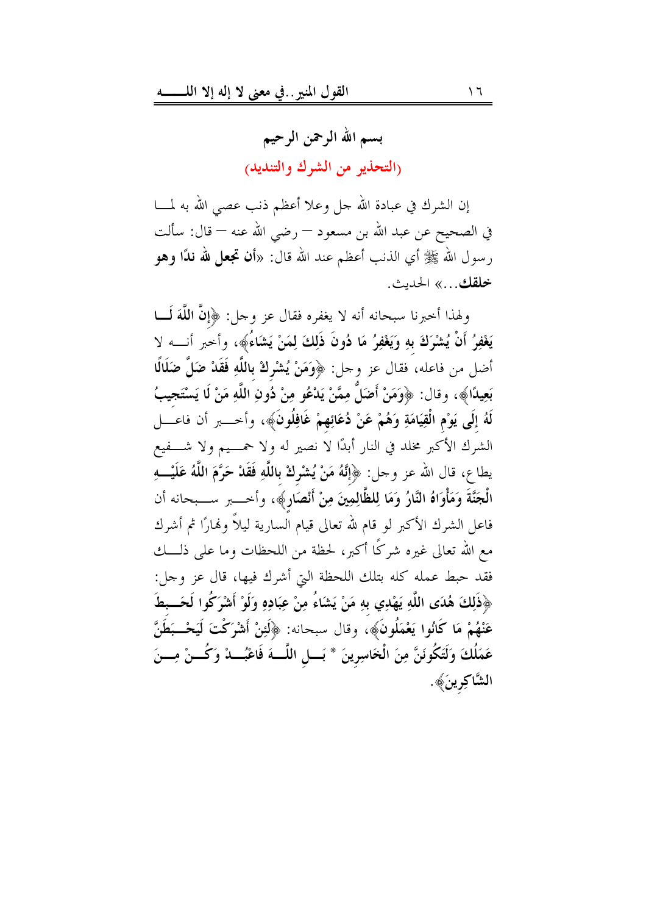## بسم الله الرحمن الرحيم

## (التحذير من الشرك والتنديد)

إن الشرك في عبادة الله جل وعلا أعظم ذنب عصي الله به لما في الصحيح عن عبد الله بن مسعود – رضي الله عنه – قال: سألت رسول الله ﷺ أي الذنب أعظم عند الله قال: «**أن تجعل لله ندًا وهو خلقك**...» الحديث.

ولهذا أخبرنا سبحانه أنه لا يغفره فقال عز وجل: ﴿**إِنَّ اللَّهَ لَا يَغْفِرُ أَنْ يُشْرَكَ بِهِ وَيَغْفِرُ مَا دُونَ ذَلِكَ لِمَنْ يَشَاءُ**﴾، وأخبر أنه لا أضل من فاعله، فقال عز وجل: ﴿**وَمَنْ يُشْرِكْ بِاللَّهِ فَقَدْ ضَلَّ ضَلَالًا بَعِيدًا**﴾، وقال: ﴿**وَمَنْ أَضَلُّ مِمَّنْ يَدْعُو مِنْ دُونِ اللَّهِ مَنْ لَا يَسْتَجِيبُ لَهُ إِلَى يَوْمِ الْقِيَامَةِ وَهُمْ عَنْ دُعَائِهِمْ غَافِلُونَ**﴾، وأخبر أن فاعل الشرك الأكبر مخلد في النار أبدًا لا نصير له ولا حميم ولا شفيع يطاع، قال الله عز وجل: ﴿**إِنَّهُ مَنْ يُشْرِكْ بِاللَّهِ فَقَدْ حَرَّمَ اللَّهُ عَلَيْهِ الْجَنَّةَ وَمَأْوَاهُ النَّارُ وَمَا لِلظَّالِمِينَ مِنْ أَنْصَارٍ**﴾، وأخبر سبحانه أن فاعل الشرك الأكبر لو قام لله تعالى قيام السارية ليلاً ونهارًا ثم أشرك مع الله تعالى غيره شركًا أكبر، لحظة من اللحظات وما على ذلك فقد حبط عمله كله بتلك اللحظة التي أشرك فيها، قال عز وجل: ﴿**ذَلِكَ هُدَى اللَّهِ يَهْدِي بِهِ مَنْ يَشَاءُ مِنْ عِبَادِهِ وَلَوْ أَشْرَكُوا لَحَبِطَ عَنْهُمْ مَا كَانُوا يَعْمَلُونَ**﴾، وقال سبحانه: ﴿**لَئِنْ أَشْرَكْتَ لَيَحْبَطَنَّ عَمَلُكَ وَلَتَكُونَنَّ مِنَ الْخَاسِرِينَ * بَلِ اللَّهَ فَاعْبُدْ وَكُنْ مِنَ الشَّاكِرِينَ**﴾.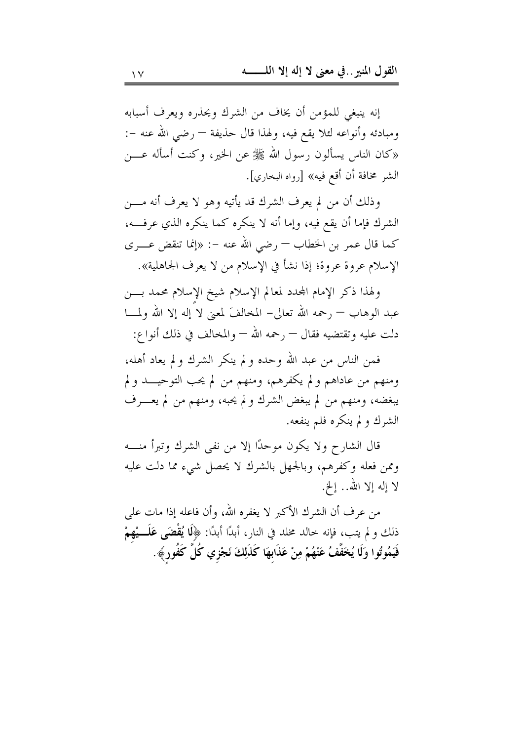إنه ينبغي للمؤمن أن يخاف من الشرك ويحذره ويعرف أسبابه ومبادئه وأنواعه لئلا يقع فيه، ولهذا قال حذيفة – رضي الله عنه –: «كان الناس يسألون رسول الله ﷺ عن الخير، وكنت أسأله عن الشر مخافة أن أقع فيه» [رواه البخاري].

وذلك أن من لم يعرف الشرك قد يأتيه وهو لا يعرف أنه من الشرك فإما أن يقع فيه، وإما أنه لا ينكره كما ينكره الذي عرفه، كما قال عمر بن الخطاب – رضي الله عنه –: «إنما تنقض عرى الإسلام عروة عروة؛ إذا نشأ في الإسلام من لا يعرف الجاهلية».

ولهذا ذكر الإمام المجدد لمعالم الإسلام شيخ الإسلام محمد بن عبد الوهاب – رحمه الله تعالى– المخالفَ لمعنى لا إله إلا الله ولما دلت عليه وتقتضيه فقال – رحمه الله – والمخالف في ذلك أنواع:

فمن الناس من عبد الله وحده ولم ينكر الشرك ولم يعاد أهله، ومنهم من عاداهم ولم يكفرهم، ومنهم من لم يحب التوحيد ولم يبغضه، ومنهم من لم يبغض الشرك ولم يحبه، ومنهم من لم يعرف الشرك ولم ينكره فلم ينفعه.

قال الشارح ولا يكون موحدًا إلا من نفى الشرك وتبرأ منه وممن فعله وكفرهم، وبالجهل بالشرك لا يحصل شيء مما دلت عليه لا إله إلا الله.. إلخ.

من عرف أن الشرك الأكبر لا يغفره الله، وأن فاعله إذا مات على ذلك ولم يتب، فإنه خالد مخلد في النار، أبدًا أبدًا: ﴿**لَا يُقْضَى عَلَيْهِمْ فَيَمُوتُوا وَلَا يُخَفَّفُ عَنْهُمْ مِنْ عَذَابِهَا كَذَلِكَ نَجْزِي كُلَّ كَفُورٍ**﴾.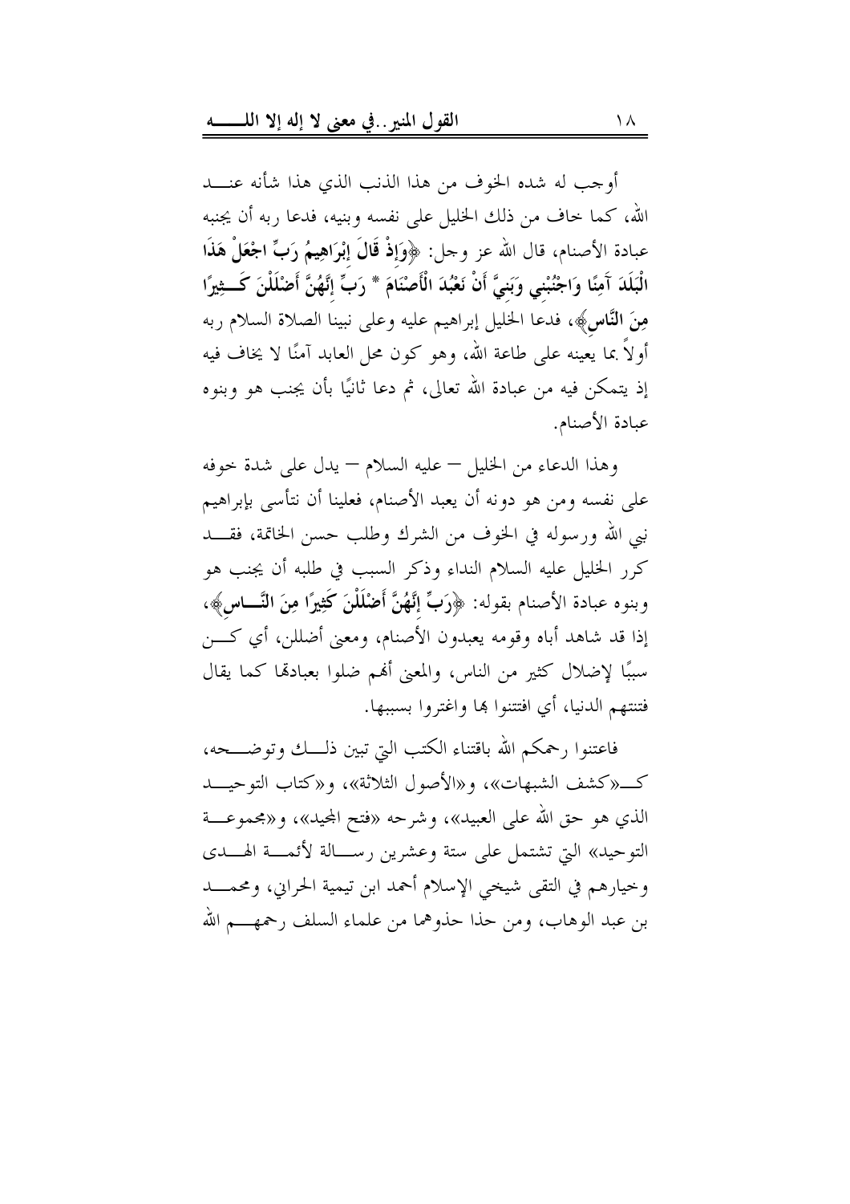أوجب له شده الخوف من هذا الذنب الذي هذا شأنه عند الله، كما خاف من ذلك الخليل على نفسه وبنيه، فدعا ربه أن يجنبه عبادة الأصنام، قال الله عز وجل: ﴿**وَإِذْ قَالَ إِبْرَاهِيمُ رَبِّ اجْعَلْ هَذَا الْبَلَدَ آمِنًا وَاجْنُبْنِي وَبَنِيَّ أَنْ نَعْبُدَ الْأَصْنَامَ * رَبِّ إِنَّهُنَّ أَضْلَلْنَ كَثِيرًا مِنَ النَّاسِ**﴾، فدعا الخليل إبراهيم عليه وعلى نبينا الصلاة السلام ربه أولاً بما يعينه على طاعة الله، وهو كون محل العابد آمنًا لا يخاف فيه إذ يتمكن فيه من عبادة الله تعالى، ثم دعا ثانيًا بأن يجنب هو وبنوه عبادة الأصنام.

وهذا الدعاء من الخليل – عليه السلام – يدل على شدة خوفه على نفسه ومن هو دونه أن يعبد الأصنام، فعلينا أن نتأسى بإبراهيم نبي الله ورسوله في الخوف من الشرك وطلب حسن الخاتمة، فقد كرر الخليل عليه السلام النداء وذكر السبب في طلبه أن يجنب هو وبنوه عبادة الأصنام بقوله: ﴿**رَبِّ إِنَّهُنَّ أَضْلَلْنَ كَثِيرًا مِنَ النَّاسِ**﴾، إذا قد شاهد أباه وقومه يعبدون الأصنام، ومعنى أضللن، أي كن سببًا لإضلال كثير من الناس، والمعنى أنهم ضلوا بعبادتها كما يقال فتنتهم الدنيا، أي افتتنوا بها واغتروا بسببها.

فاعتنوا رحمكم الله باقتناء الكتب التي تبين ذلك وتوضحه، كـ«كشف الشبهات»، و«الأصول الثلاثة»، و«كتاب التوحيد الذي هو حق الله على العبيد»، وشرحه «فتح المجيد»، و«مجموعة التوحيد» التي تشتمل على ستة وعشرين رسالة لأئمة الهدى وخيارهم في التقى شيخي الإسلام أحمد ابن تيمية الحراني، ومحمد بن عبد الوهاب، ومن حذا حذوهما من علماء السلف رحمهم الله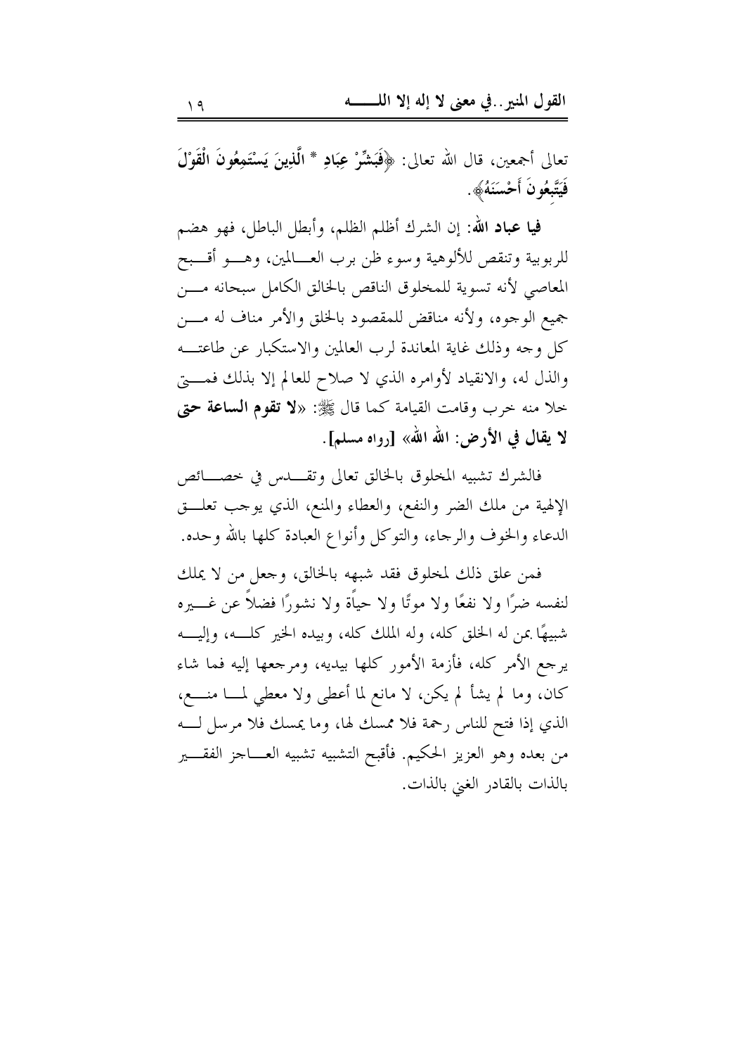تعالى أجمعين، قال الله تعالى: ﴿**فَبَشِّرْ عِبَادِ * الَّذِينَ يَسْتَمِعُونَ الْقَوْلَ فَيَتَّبِعُونَ أَحْسَنَهُ**﴾.

**فيا عباد الله**: إن الشرك أظلم الظلم، وأبطل الباطل، فهو هضم للربوبية وتنقص للألوهية وسوء ظن برب العالمين، وهو أقبح المعاصي لأنه تسوية للمخلوق الناقص بالخالق الكامل سبحانه من جميع الوجوه، ولأنه مناقض للمقصود بالخلق والأمر مناف له من كل وجه وذلك غاية المعاندة لرب العالمين والاستكبار عن طاعته والذل له، والانقياد لأوامره الذي لا صلاح للعالم إلا بذلك فمتى خلا منه خرب وقامت القيامة كما قال ﷺ: «**لا تقوم الساعة حتى لا يقال في الأرض: الله الله**» [**رواه مسلم**].

فالشرك تشبيه المخلوق بالخالق تعالى وتقدس في خصائص الإلهية من ملك الضر والنفع، والعطاء والمنع، الذي يوجب تعلق الدعاء والخوف والرجاء، والتوكل وأنواع العبادة كلها بالله وحده.

فمن علق ذلك لمخلوق فقد شبهه بالخالق، وجعل من لا يملك لنفسه ضرًا ولا نفعًا ولا موتًا ولا حياةً ولا نشورًا فضلاً عن غيره شبيهًا بمن له الخلق كله، وله الملك كله، وبيده الخير كله، وإليه يرجع الأمر كله، فأزمة الأمور كلها بيديه، ومرجعها إليه فما شاء كان، وما لم يشأ لم يكن، لا مانع لما أعطى ولا معطي لما منع، الذي إذا فتح للناس رحمة فلا ممسك لها، وما يمسك فلا مرسل له من بعده وهو العزيز الحكيم. فأقبح التشبيه تشبيه العاجز الفقير بالذات بالقادر الغني بالذات.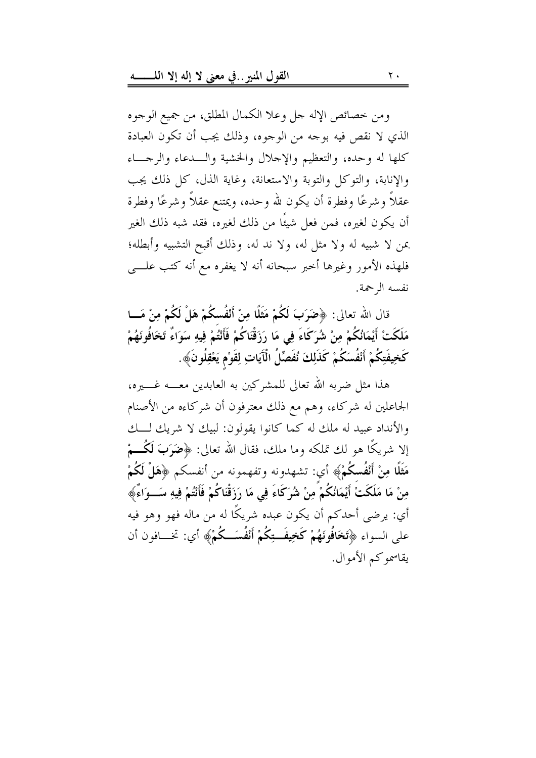ومن خصائص الإله جل وعلا الكمال المطلق، من جميع الوجوه الذي لا نقص فيه بوجه من الوجوه، وذلك يجب أن تكون العبادة كلها له وحده، والتعظيم والإجلال والخشية والدعاء والرجاء والإنابة، والتوكل والتوبة والاستعانة، وغاية الذل، كل ذلك يجب عقلاً وشرعًا وفطرة أن يكون لله وحده، ويمتنع عقلاً وشرعًا وفطرة أن يكون لغيره، فمن فعل شيئًا من ذلك لغيره، فقد شبه ذلك الغير بمن لا شبيه له ولا مثل له، ولا ند له، وذلك أقبح التشبيه وأبطله؛ فلهذه الأمور وغيرها أخبر سبحانه أنه لا يغفره مع أنه كتب على نفسه الرحمة.

قال الله تعالى: ﴿**ضَرَبَ لَكُمْ مَثَلًا مِنْ أَنْفُسِكُمْ هَلْ لَكُمْ مِنْ مَا مَلَكَتْ أَيْمَانُكُمْ مِنْ شُرَكَاءَ فِي مَا رَزَقْنَاكُمْ فَأَنْتُمْ فِيهِ سَوَاءٌ تَخَافُونَهُمْ كَخِيفَتِكُمْ أَنْفُسَكُمْ كَذَلِكَ نُفَصِّلُ الْآيَاتِ لِقَوْمٍ يَعْقِلُونَ**﴾.

هذا مثل ضربه الله تعالى للمشركين به العابدين معه غيره، الجاعلين له شركاء، وهم مع ذلك معترفون أن شركاءه من الأصنام والأنداد عبيد له ملك له كما كانوا يقولون: لبيك لا شريك لك إلا شريكًا هو لك تملكه وما ملك، فقال الله تعالى: ﴿**ضَرَبَ لَكُمْ مَثَلًا مِنْ أَنْفُسِكُمْ**﴾ أي: تشهدونه وتفهمونه من أنفسكم ﴿**هَلْ لَكُمْ مِنْ مَا مَلَكَتْ أَيْمَانُكُمْ مِنْ شُرَكَاءَ فِي مَا رَزَقْنَاكُمْ فَأَنْتُمْ فِيهِ سَوَاءٌ**﴾ أي: يرضى أحدكم أن يكون عبده شريكًا له من ماله فهو وهو فيه على السواء ﴿**تَخَافُونَهُمْ كَخِيفَتِكُمْ أَنْفُسَكُمْ**﴾ أي: تخافون أن يقاسموكم الأموال.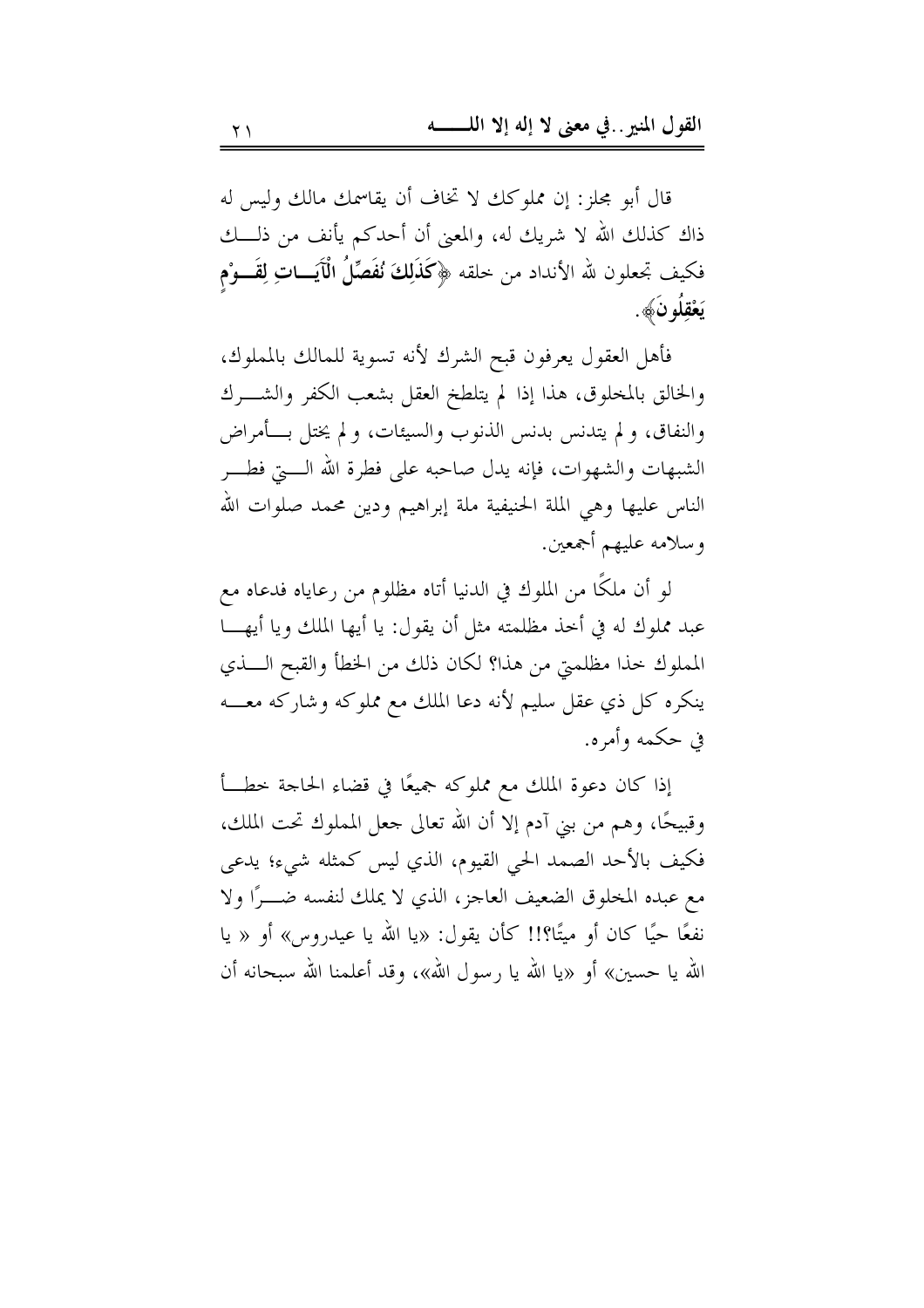قال أبو مجلز: إن مملوكك لا تخاف أن يقاسمك مالك وليس له ذاك كذلك الله لا شريك له، والمعنى أن أحدكم يأنف من ذلك فكيف تجعلون لله الأنداد من خلقه ﴿**كَذَلِكَ نُفَصِّلُ الْآيَاتِ لِقَوْمٍ يَعْقِلُونَ**﴾.

فأهل العقول يعرفون قبح الشرك لأنه تسوية للمالك بالمملوك، والخالق بالمخلوق، هذا إذا لم يتلطخ العقل بشعب الكفر والشرك والنفاق، ولم يتدنس بدنس الذنوب والسيئات، ولم يختل بأمراض الشبهات والشهوات، فإنه يدل صاحبه على فطرة الله التي فطر الناس عليها وهي الملة الحنيفية ملة إبراهيم ودين محمد صلوات الله وسلامه عليهم أجمعين.

لو أن ملكًا من الملوك في الدنيا أتاه مظلوم من رعاياه فدعاه مع عبد مملوك له في أخذ مظلمته مثل أن يقول: يا أيها الملك ويا أيها المملوك خذا مظلمتي من هذا؟ لكان ذلك من الخطأ والقبح الذي ينكره كل ذي عقل سليم لأنه دعا الملك مع مملوكه وشاركه معه في حكمه وأمره.

إذا كان دعوة الملك مع مملوكه جميعًا في قضاء الحاجة خطأ وقبيحًا، وهم من بني آدم إلا أن الله تعالى جعل المملوك تحت الملك، فكيف بالأحد الصمد الحي القيوم، الذي ليس كمثله شيء؛ يدعى مع عبده المخلوق الضعيف العاجز، الذي لا يملك لنفسه ضرًا ولا نفعًا حيًا كان أو ميتًا؟!! كأن يقول: «يا الله يا عيدروس» أو « يا الله يا حسين» أو «يا الله يا رسول الله»، وقد أعلمنا الله سبحانه أن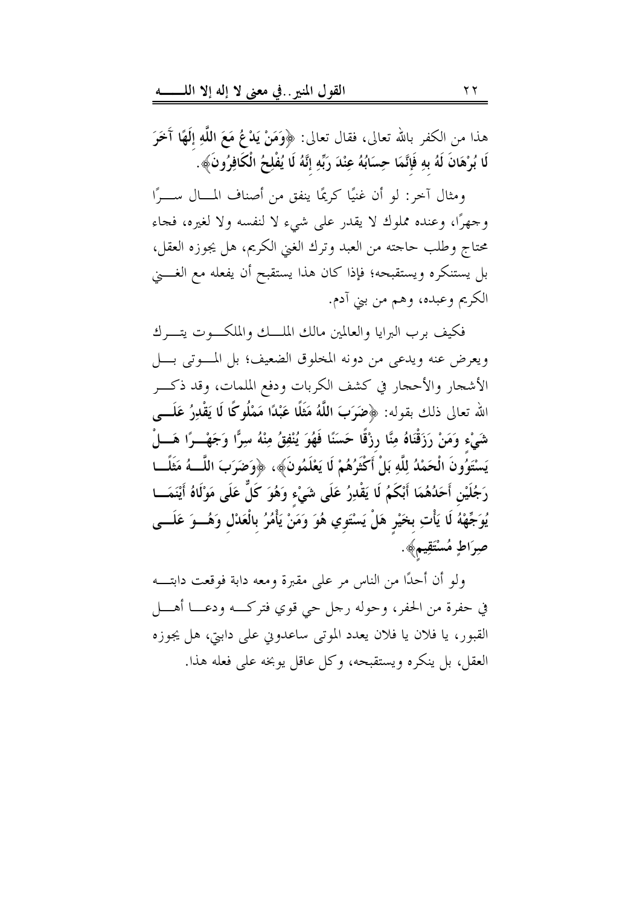هذا من الكفر بالله تعالى، فقال تعالى: ﴿**وَمَنْ يَدْعُ مَعَ اللَّهِ إِلَهًا آخَرَ لَا بُرْهَانَ لَهُ بِهِ فَإِنَّمَا حِسَابُهُ عِنْدَ رَبِّهِ إِنَّهُ لَا يُفْلِحُ الْكَافِرُونَ**﴾.

ومثال آخر: لو أن غنيًا كريمًا ينفق من أصناف المال سرًا وجهرًا، وعنده مملوك لا يقدر على شيء لا لنفسه ولا لغيره، فجاء محتاج وطلب حاجته من العبد وترك الغني الكريم، هل يجوزه العقل، بل يستنكره ويستقبحه؛ فإذا كان هذا يستقبح أن يفعله مع الغني الكريم وعبده، وهم من بني آدم.

فكيف برب البرايا والعالمين مالك الملك والملكوت يترك ويعرض عنه ويدعى من دونه المخلوق الضعيف؛ بل الموتى بل الأشجار والأحجار في كشف الكربات ودفع الملمات، وقد ذكر الله تعالى ذلك بقوله: ﴿**ضَرَبَ اللَّهُ مَثَلًا عَبْدًا مَمْلُوكًا لَا يَقْدِرُ عَلَى شَيْءٍ وَمَنْ رَزَقْنَاهُ مِنَّا رِزْقًا حَسَنًا فَهُوَ يُنْفِقُ مِنْهُ سِرًّا وَجَهْرًا هَلْ يَسْتَوُونَ الْحَمْدُ لِلَّهِ بَلْ أَكْثَرُهُمْ لَا يَعْلَمُونَ**﴾، ﴿**وَضَرَبَ اللَّهُ مَثَلًا رَجُلَيْنِ أَحَدُهُمَا أَبْكَمُ لَا يَقْدِرُ عَلَى شَيْءٍ وَهُوَ كَلٌّ عَلَى مَوْلَاهُ أَيْنَمَا يُوَجِّهْهُ لَا يَأْتِ بِخَيْرٍ هَلْ يَسْتَوِي هُوَ وَمَنْ يَأْمُرُ بِالْعَدْلِ وَهُوَ عَلَى صِرَاطٍ مُسْتَقِيمٍ**﴾.

ولو أن أحدًا من الناس مر على مقبرة ومعه دابة فوقعت دابته في حفرة من الحفر، وحوله رجل حي قوي فتركه ودعا أهل القبور، يا فلان يا فلان يعدد الموتى ساعدوني على دابتي، هل يجوزه العقل، بل ينكره ويستقبحه، وكل عاقل يوبخه على فعله هذا.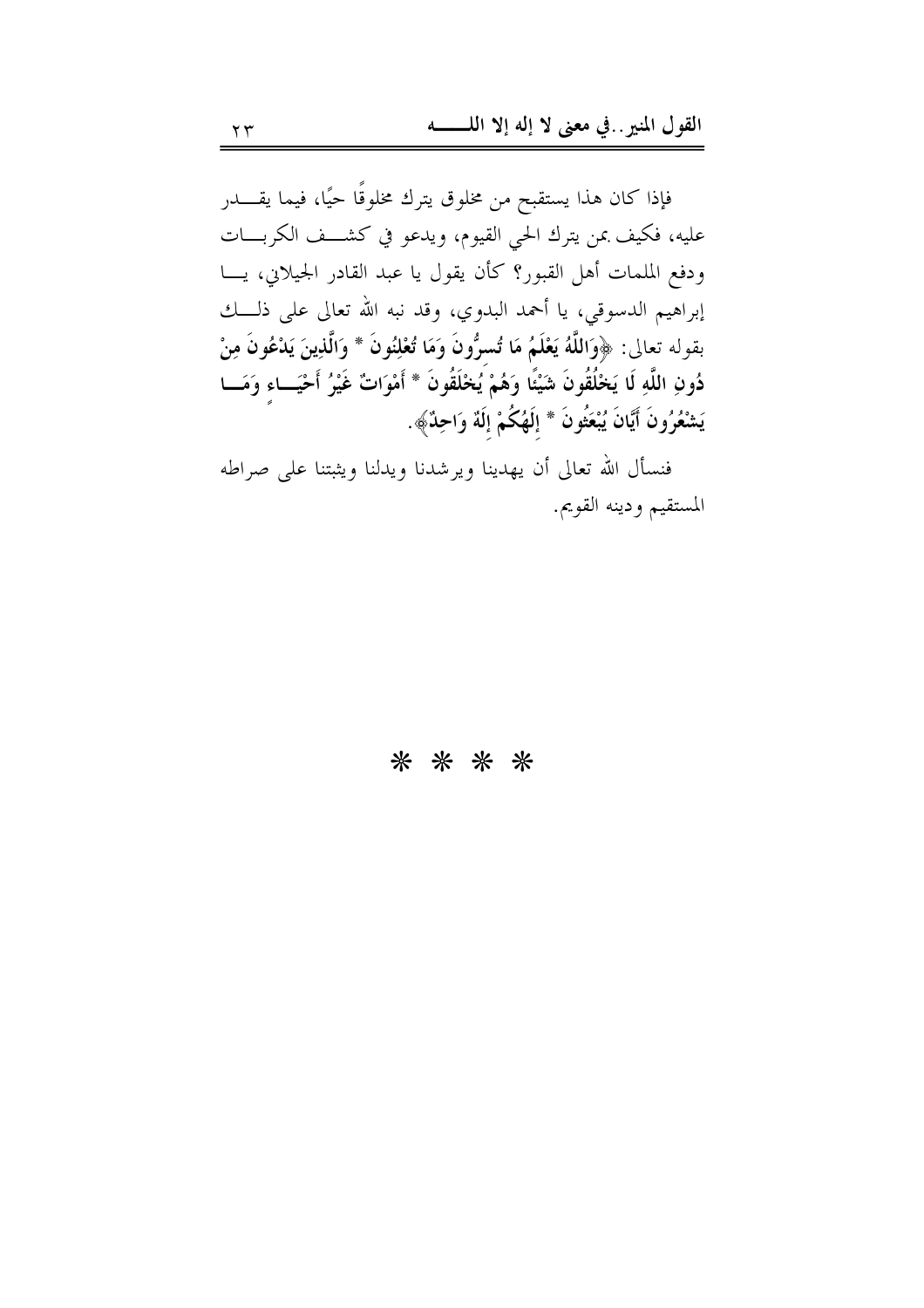فإذا كان هذا يستقبح من مخلوق يترك مخلوقًا حيًا، فيما يقدر عليه، فكيف بمن يترك الحي القيوم، ويدعو في كشف الكربات ودفع الملمات أهل القبور؟ كأن يقول يا عبد القادر الجيلاني، يا إبراهيم الدسوقي، يا أحمد البدوي، وقد نبه الله تعالى على ذلك بقوله تعالى: ﴿**وَاللَّهُ يَعْلَمُ مَا تُسِرُّونَ وَمَا تُعْلِنُونَ * وَالَّذِينَ يَدْعُونَ مِنْ دُونِ اللَّهِ لَا يَخْلُقُونَ شَيْئًا وَهُمْ يُخْلَقُونَ * أَمْوَاتٌ غَيْرُ أَحْيَاءٍ وَمَا يَشْعُرُونَ أَيَّانَ يُبْعَثُونَ * إِلَهُكُمْ إِلَهٌ وَاحِدٌ**﴾.

فنسأل الله تعالى أن يهدينا ويرشدنا ويدلنا ويثبتنا على صراطه المستقيم ودينه القويم.

* * * *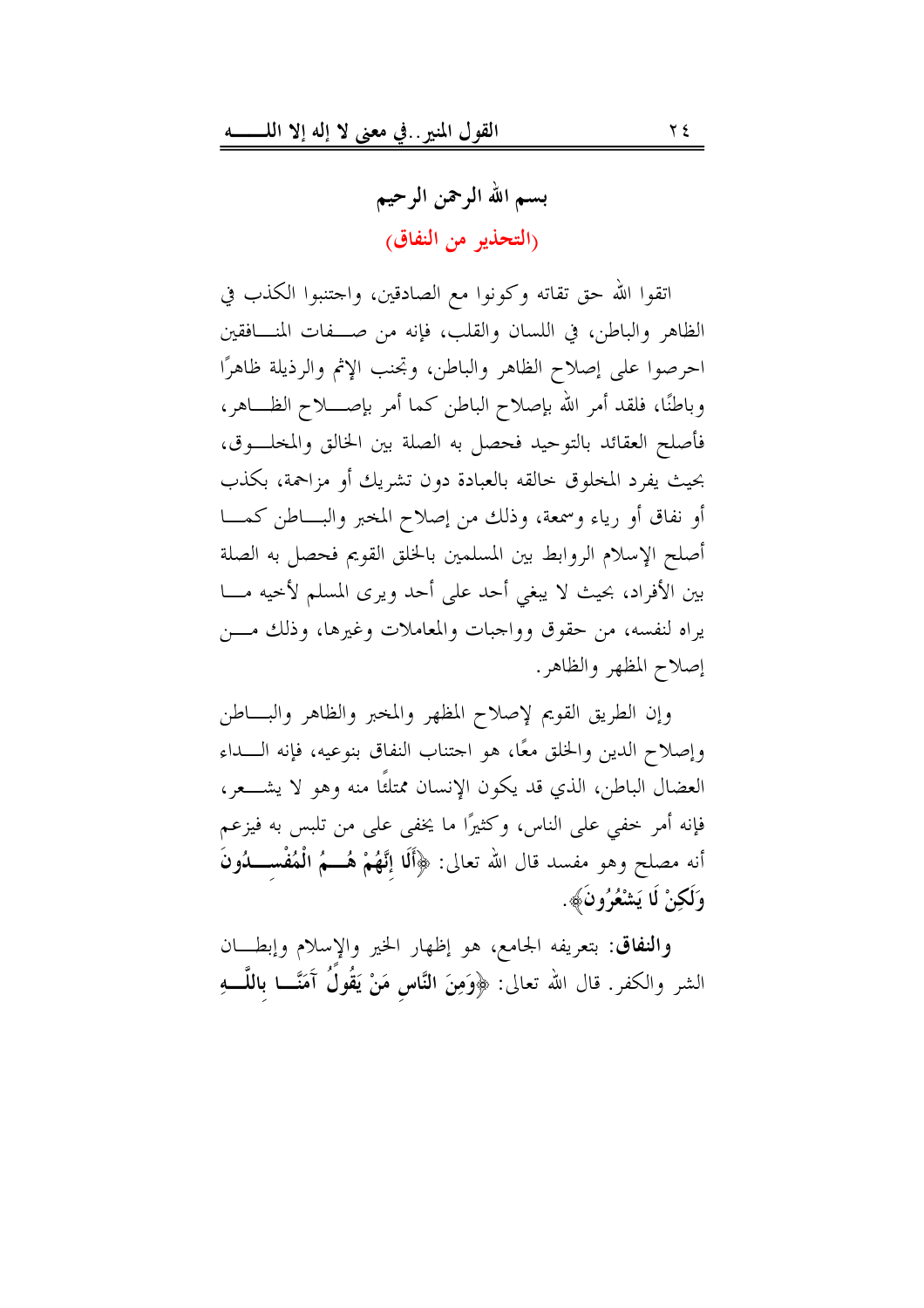## بسم الله الرحمن الرحيم

### (التحذير من النفاق)

اتقوا الله حق تقاته وكونوا مع الصادقين، واجتنبوا الكذب في الظاهر والباطن، في اللسان والقلب، فإنه من صفات المنافقين احرصوا على إصلاح الظاهر والباطن، وتجنب الإثم والرذيلة ظاهرًا وباطنًا، فلقد أمر الله بإصلاح الباطن كما أمر بإصلاح الظاهر، فأصلح العقائد بالتوحيد فحصل به الصلة بين الخالق والمخلوق، بحيث يفرد المخلوق خالقه بالعبادة دون تشريك أو مزاحمة، بكذب أو نفاق أو رياء وسمعة، وذلك من إصلاح المخبر والباطن كما أصلح الإسلام الروابط بين المسلمين بالخلق القويم فحصل به الصلة بين الأفراد، بحيث لا يبغي أحد على أحد ويرى المسلم لأخيه ما يراه لنفسه، من حقوق وواجبات والمعاملات وغيرها، وذلك من إصلاح المظهر والظاهر.

وإن الطريق القويم لإصلاح المظهر والمخبر والظاهر والباطن وإصلاح الدين والخلق معًا، هو اجتناب النفاق بنوعيه، فإنه الداء العضال الباطن، الذي قد يكون الإنسان ممتلئًا منه وهو لا يشعر، فإنه أمر خفي على الناس، وكثيرًا ما يخفى على من تلبس به فيزعم أنه مصلح وهو مفسد قال الله تعالى: ﴿**أَلَا إِنَّهُمْ هُمُ الْمُفْسِدُونَ وَلَكِنْ لَا يَشْعُرُونَ**﴾.

**والنفاق**: بتعريفه الجامع، هو إظهار الخير والإسلام وإبطان الشر والكفر. قال الله تعالى: ﴿**وَمِنَ النَّاسِ مَنْ يَقُولُ آمَنَّا بِاللَّهِ**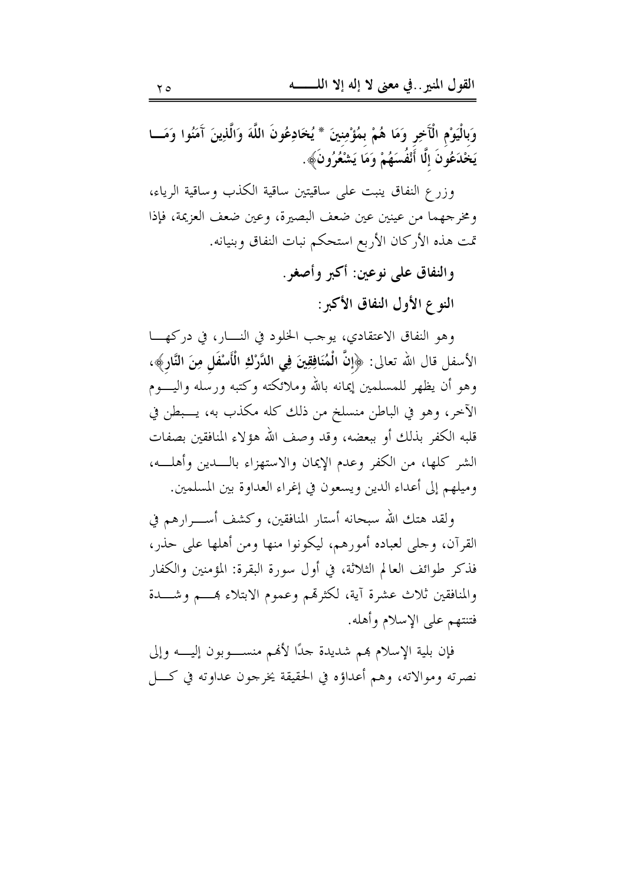وَبِالْيَوْمِ الْآَخِرِ وَمَا هُمْ بِمُؤْمِنِينَ * يُخَادِعُونَ اللَّهَ وَالَّذِينَ آَمَنُوا وَمَا يَخْدَعُونَ إِلَّا أَنْفُسَهُمْ وَمَا يَشْعُرُونَ﴾.

وزرع النفاق ينبت على ساقيتين ساقية الكذب وساقية الرياء، ومخرجهما من عينين عين ضعف البصيرة، وعين ضعف العزيمة، فإذا تمت هذه الأركان الأربع استحكم نبات النفاق وبنيانه.

**والنفاق على نوعين: أكبر وأصغر.**

**النوع الأول النفاق الأكبر:**

وهو النفاق الاعتقادي، يوجب الخلود في النار، في دركها الأسفل قال الله تعالى: ﴿**إِنَّ الْمُنَافِقِينَ فِي الدَّرْكِ الْأَسْفَلِ مِنَ النَّارِ**﴾، وهو أن يظهر للمسلمين إيمانه بالله وملائكته وكتبه ورسله واليوم الآخر، وهو في الباطن منسلخ من ذلك كله مكذب به، يبطن في قلبه الكفر بذلك أو ببعضه، وقد وصف الله هؤلاء المنافقين بصفات الشر كلها، من الكفر وعدم الإيمان والاستهزاء بالدين وأهله، وميلهم إلى أعداء الدين ويسعون في إغراء العداوة بين المسلمين.

ولقد هتك الله سبحانه أستار المنافقين، وكشف أسرارهم في القرآن، وجلى لعباده أمورهم، ليكونوا منها ومن أهلها على حذر، فذكر طوائف العالم الثلاثة، في أول سورة البقرة: المؤمنين والكفار والمنافقين ثلاث عشرة آية، لكثرتهم وعموم الابتلاء بهم وشدة فتنتهم على الإسلام وأهله.

فإن بلية الإسلام بهم شديدة جدًا لأنهم منسوبون إليه وإلى نصرته وموالاته، وهم أعداؤه في الحقيقة يخرجون عداوته في كل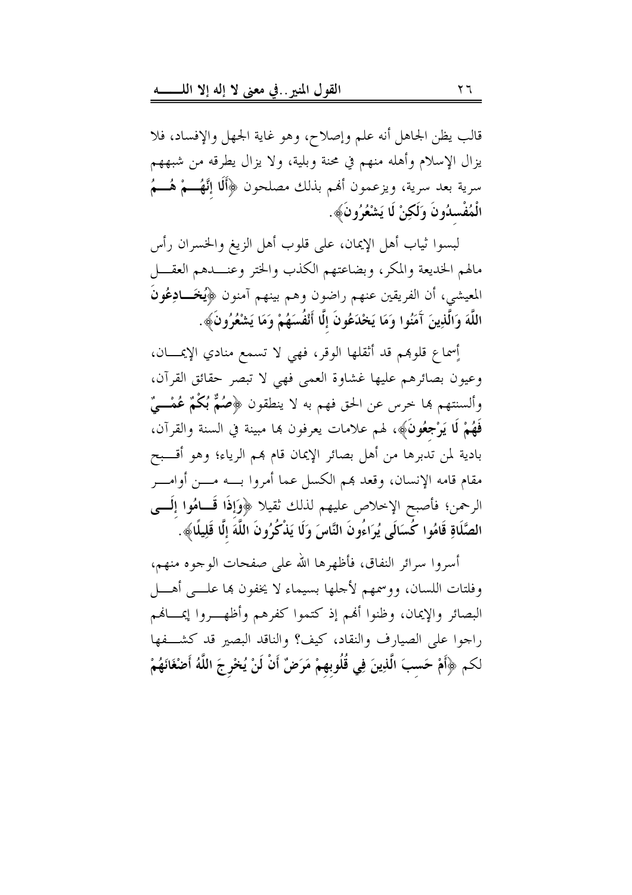قالب يظن الجاهل أنه علم وإصلاح، وهو غاية الجهل والإفساد، فلا يزال الإسلام وأهله منهم في محنة وبلية، ولا يزال يطرقه من شبههم سرية بعد سرية، ويزعمون أنهم بذلك مصلحون ﴿**أَلَا إِنَّهُمْ هُمُ الْمُفْسِدُونَ وَلَكِنْ لَا يَشْعُرُونَ**﴾.

لبسوا ثياب أهل الإيمان، على قلوب أهل الزيغ والخسران رأس مالهم الخديعة والمكر، وبضاعتهم الكذب والختر وعندهم العقل المعيشي، أن الفريقين عنهم راضون وهم بينهم آمنون ﴿**يُخَادِعُونَ اللَّهَ وَالَّذِينَ آمَنُوا وَمَا يَخْدَعُونَ إِلَّا أَنْفُسَهُمْ وَمَا يَشْعُرُونَ**﴾.

أسماع قلوبهم قد أثقلها الوقر، فهي لا تسمع منادي الإيمان، وعيون بصائرهم عليها غشاوة العمى فهي لا تبصر حقائق القرآن، وألسنتهم بها خرس عن الحق فهم به لا ينطقون ﴿**صُمٌّ بُكْمٌ عُمْيٌ فَهُمْ لَا يَرْجِعُونَ**﴾، لهم علامات يعرفون بها مبينة في السنة والقرآن، بادية لمن تدبرها من أهل بصائر الإيمان قام بهم الرياء؛ وهو أقبح مقام قامه الإنسان، وقعد بهم الكسل عما أمروا به من أوامر الرحمن؛ فأصبح الإخلاص عليهم لذلك ثقيلا ﴿**وَإِذَا قَامُوا إِلَى الصَّلَاةِ قَامُوا كُسَالَى يُرَاءُونَ النَّاسَ وَلَا يَذْكُرُونَ اللَّهَ إِلَّا قَلِيلًا**﴾.

أسروا سرائر النفاق، فأظهرها الله على صفحات الوجوه منهم، وفلتات اللسان، ووسمهم لأجلها بسيماء لا يخفون بها على أهل البصائر والإيمان، وظنوا أنهم إذ كتموا كفرهم وأظهروا إيمانهم راجوا على الصيارف والنقاد، كيف؟ والناقد البصير قد كشفها لكم ﴿**أَمْ حَسِبَ الَّذِينَ فِي قُلُوبِهِمْ مَرَضٌ أَنْ لَنْ يُخْرِجَ اللَّهُ أَضْغَانَهُمْ**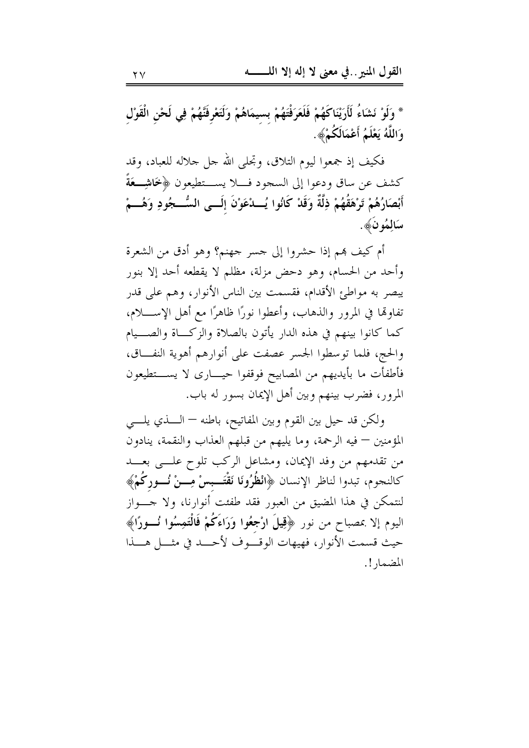* ﴿وَلَوْ نَشَاءُ لَأَرَيْنَاكَهُمْ فَلَعَرَفْتَهُمْ بِسِيمَاهُمْ وَلَتَعْرِفَنَّهُمْ فِي لَحْنِ الْقَوْلِ وَاللَّهُ يَعْلَمُ أَعْمَالَكُمْ﴾.

فكيف إذ جمعوا ليوم التلاق، وتجلى الله جل جلاله للعباد، وقد كشف عن ساق ودعوا إلى السجود فلا يستطيعون ﴿خَاشِعَةً أَبْصَارُهُمْ تَرْهَقُهُمْ ذِلَّةٌ وَقَدْ كَانُوا يُدْعَوْنَ إِلَى السُّجُودِ وَهُمْ سَالِمُونَ﴾.

أم كيف بهم إذا حشروا إلى جسر جهنم؟ وهو أدق من الشعرة وأحد من الحسام، وهو دحض مزلة، مظلم لا يقطعه أحد إلا بنور يبصر به مواطئ الأقدام، فقسمت بين الناس الأنوار، وهم على قدر تفاوتها في المرور والذهاب، وأعطوا نورًا ظاهرًا مع أهل الإسلام، كما كانوا بينهم في هذه الدار يأتون بالصلاة والزكاة والصيام والحج، فلما توسطوا الجسر عصفت على أنوارهم أهوية النفاق، فأطفأت ما بأيديهم من المصابيح فوقفوا حيارى لا يستطيعون المرور، فضرب بينهم وبين أهل الإيمان بسور له باب.

ولكن قد حيل بين القوم وبين المفاتيح، باطنه — الذي يلي المؤمنين — فيه الرحمة، وما يليهم من قبلهم العذاب والنقمة، ينادون من تقدمهم من وفد الإيمان، ومشاعل الركب تلوح على بعد كالنجوم، تبدوا لناظر الإنسان ﴿انْظُرُونَا نَقْتَبِسْ مِنْ نُورِكُمْ﴾ لنتمكن في هذا المضيق من العبور فقد طفئت أنوارنا، ولا جواز اليوم إلا بمصباح من نور ﴿قِيلَ ارْجِعُوا وَرَاءَكُمْ فَالْتَمِسُوا نُورًا﴾ حيث قسمت الأنوار، فهيهات الوقوف لأحد في مثل هذا المضمار!.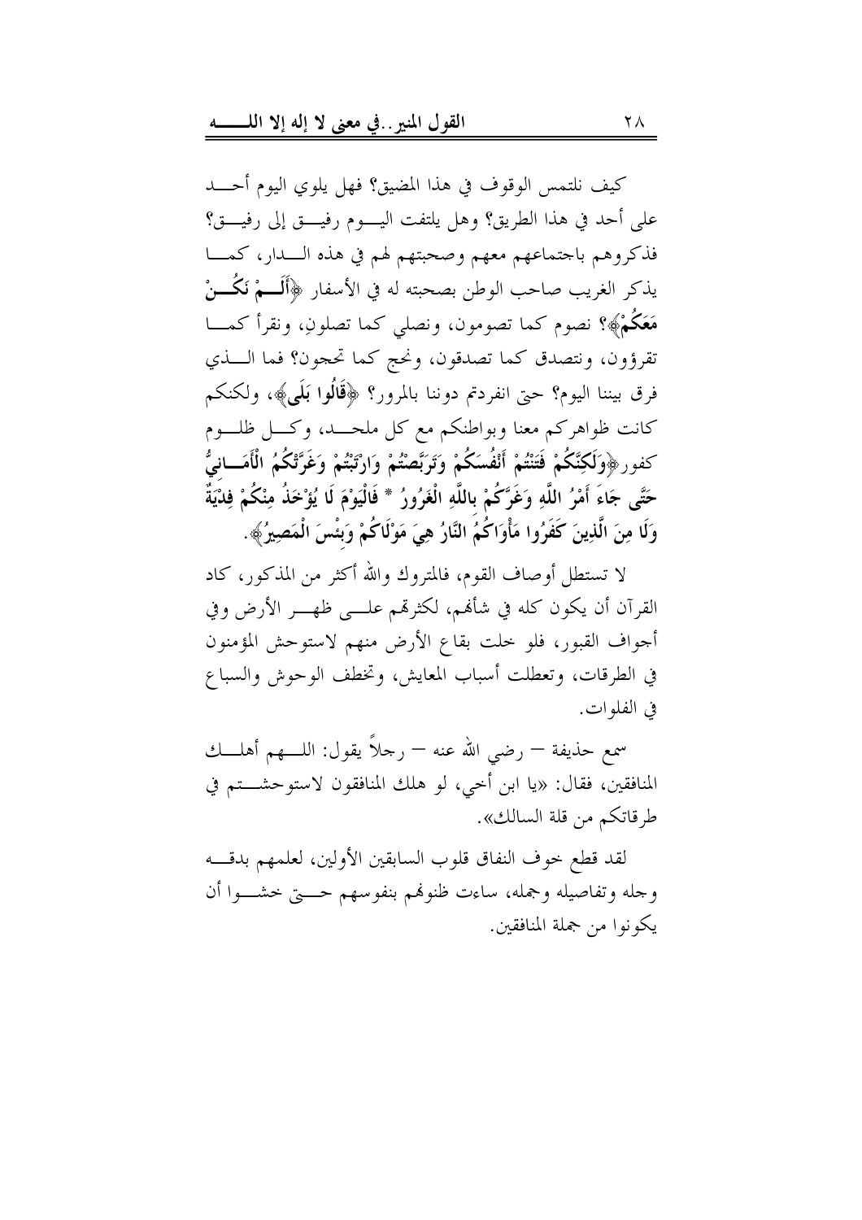كيف نلتمس الوقوف في هذا المضيق؟ فهل يلوي اليوم أحد على أحد في هذا الطريق؟ وهل يلتفت اليوم رفيق إلى رفيق؟ فذكروهم باجتماعهم معهم وصحبتهم لهم في هذه الدار، كما يذكر الغريب صاحب الوطن بصحبته له في الأسفار ﴿أَلَمْ نَكُنْ مَعَكُمْ﴾؟ نصوم كما تصومون، ونصلي كما تصلون، ونقرأ كما تقرؤون، ونتصدق كما تصدقون، ونحج كما تحجون؟ فما الذي فرق بيننا اليوم؟ حتى انفردتم دوننا بالمرور؟ ﴿قَالُوا بَلَى﴾، ولكنكم كانت ظواهركم معنا وبواطنكم مع كل ملحد، وكل ظلوم كفور﴿وَلَكِنَّكُمْ فَتَنْتُمْ أَنْفُسَكُمْ وَتَرَبَّصْتُمْ وَارْتَبْتُمْ وَغَرَّتْكُمُ الْأَمَانِيُّ حَتَّى جَاءَ أَمْرُ اللَّهِ وَغَرَّكُمْ بِاللَّهِ الْغَرُورُ * فَالْيَوْمَ لَا يُؤْخَذُ مِنْكُمْ فِدْيَةٌ وَلَا مِنَ الَّذِينَ كَفَرُوا مَأْوَاكُمُ النَّارُ هِيَ مَوْلَاكُمْ وَبِئْسَ الْمَصِيرُ﴾.

لا تستطل أوصاف القوم، فالمتروك والله أكثر من المذكور، كاد القرآن أن يكون كله في شأنهم، لكثرتهم على ظهر الأرض وفي أجواف القبور، فلو خلت بقاع الأرض منهم لاستوحش المؤمنون في الطرقات، وتعطلت أسباب المعايش، وتخطف الوحوش والسباع في الفلوات.

سمع حذيفة – رضي الله عنه – رجلاً يقول: اللهم أهلك المنافقين، فقال: «يا ابن أخي، لو هلك المنافقون لاستوحشتم في طرقاتكم من قلة السالك».

لقد قطع خوف النفاق قلوب السابقين الأولين، لعلمهم بدقه وجله وتفاصيله وجمله، ساءت ظنونهم بنفوسهم حتى خشوا أن يكونوا من جملة المنافقين.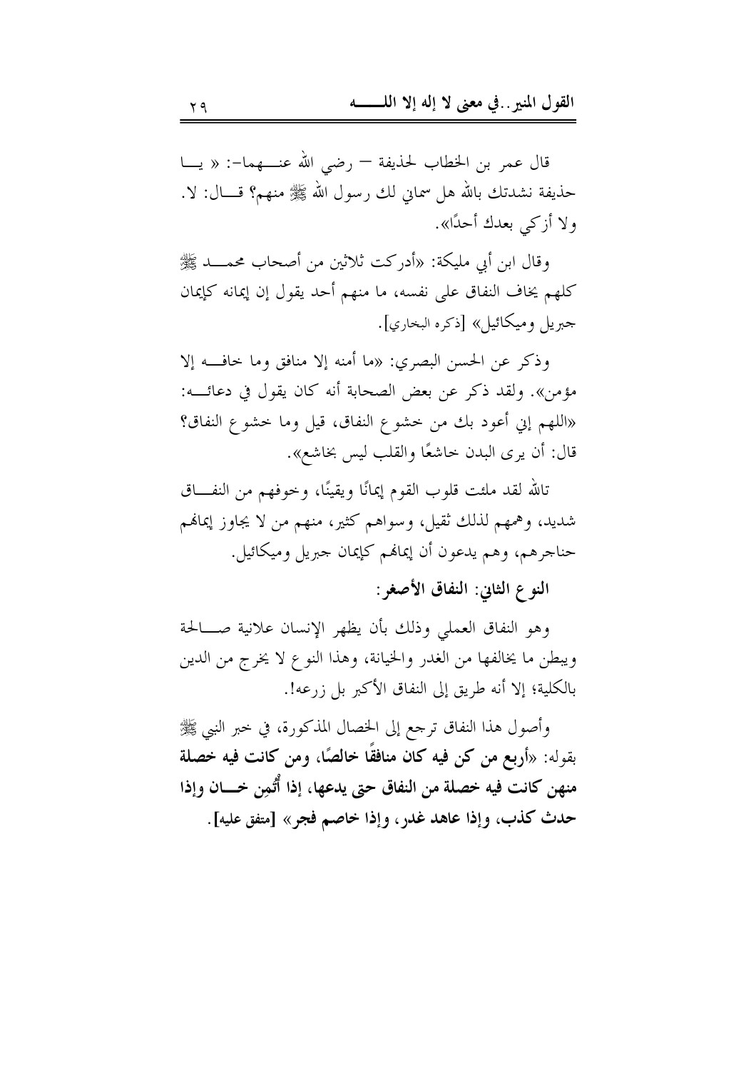قال عمر بن الخطاب لحذيفة – رضي الله عنهما-: « يا حذيفة نشدتك بالله هل سماني لك رسول الله ﷺ منهم؟ قال: لا. ولا أزكي بعدك أحدًا».

وقال ابن أبي مليكة: «أدركت ثلاثين من أصحاب محمد ﷺ كلهم يخاف النفاق على نفسه، ما منهم أحد يقول إن إيمانه كإيمان جبريل وميكائيل» [ذكره البخاري].

وذكر عن الحسن البصري: «ما أمنه إلا منافق وما خافه إلا مؤمن». ولقد ذكر عن بعض الصحابة أنه كان يقول في دعائه: «اللهم إني أعوذ بك من خشوع النفاق، قيل وما خشوع النفاق؟ قال: أن يرى البدن خاشعًا والقلب ليس بخاشع».

تالله لقد ملئت قلوب القوم إيمانًا ويقينًا، وخوفهم من النفاق شديد، وهمهم لذلك ثقيل، وسواهم كثير، منهم من لا يجاوز إيمانهم حناجرهم، وهم يدعون أن إيمانهم كإيمان جبريل وميكائيل.

**النوع الثاني: النفاق الأصغر:**

وهو النفاق العملي وذلك بأن يظهر الإنسان علانية صالحة ويبطن ما يخالفها من الغدر والخيانة، وهذا النوع لا يخرج من الدين بالكلية؛ إلا أنه طريق إلى النفاق الأكبر بل زرعه!.

وأصول هذا النفاق ترجع إلى الخصال المذكورة، في خبر النبي ﷺ بقوله: «**أربع من كن فيه كان منافقًا خالصًا، ومن كانت فيه خصلة منهن كانت فيه خصلة من النفاق حتى يدعها، إذا أُتُمِن خان وإذا حدث كذب، وإذا عاهد غدر، وإذا خاصم فجر**» **[متفق عليه]**.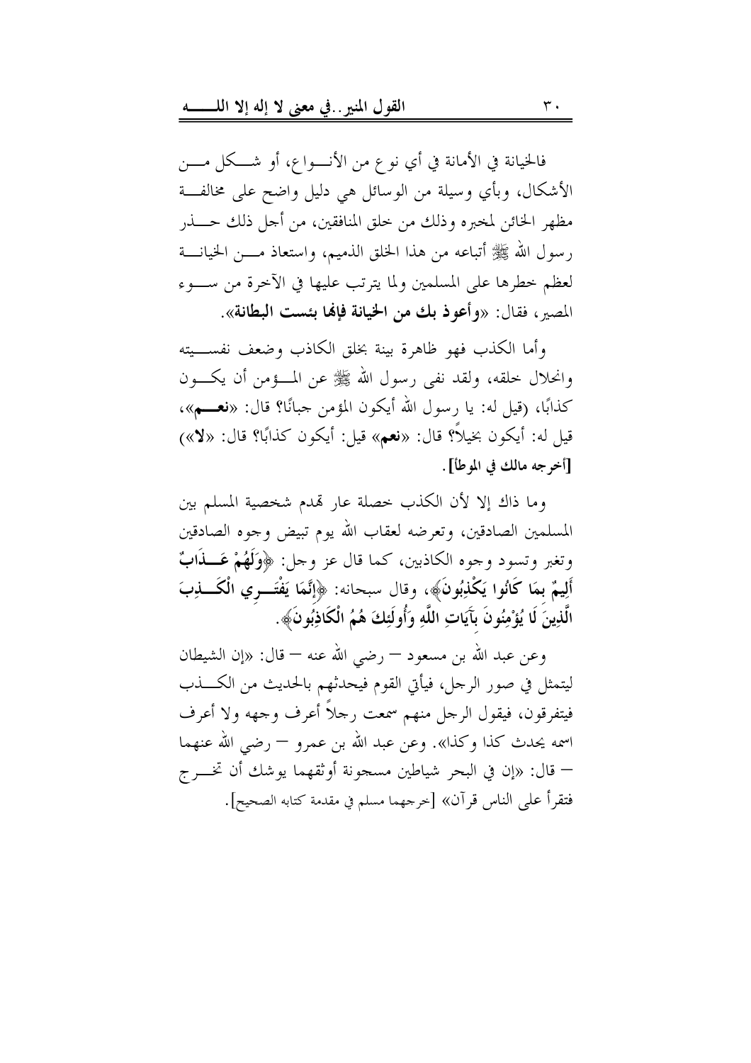فالخيانة في الأمانة في أي نوع من الأنواع، أو شكل من الأشكال، وبأي وسيلة من الوسائل هي دليل واضح على مخالفة مظهر الخائن لمخبره وذلك من خلق المنافقين، من أجل ذلك حذر رسول الله ﷺ أتباعه من هذا الخلق الذميم، واستعاذ من الخيانة لعظم خطرها على المسلمين ولما يترتب عليها في الآخرة من سوء المصير، فقال: «**وأعوذ بك من الخيانة فإنها بئست البطانة**».

وأما الكذب فهو ظاهرة بينة بخلق الكاذب وضعف نفسيته وانحلال خلقه، ولقد نفى رسول الله ﷺ عن المؤمن أن يكون كذابًا، (قيل له: يا رسول الله أيكون المؤمن جبانًا؟ قال: «**نعم**»، قيل له: أيكون بخيلاً؟ قال: «**نعم**» قيل: أيكون كذابًا؟ قال: «**لا**») **[أخرجه مالك في الموطأ]**.

وما ذاك إلا لأن الكذب خصلة عار تهدم شخصية المسلم بين المسلمين الصادقين، وتعرضه لعقاب الله يوم تبيض وجوه الصادقين وتغبر وتسود وجوه الكاذبين، كما قال عز وجل: ﴿**وَلَهُمْ عَذَابٌ أَلِيمٌ بِمَا كَانُوا يَكْذِبُونَ**﴾، وقال سبحانه: ﴿**إِنَّمَا يَفْتَرِي الْكَذِبَ الَّذِينَ لَا يُؤْمِنُونَ بِآيَاتِ اللَّهِ وَأُولَئِكَ هُمُ الْكَاذِبُونَ**﴾.

وعن عبد الله بن مسعود – رضي الله عنه – قال: «إن الشيطان ليتمثل في صور الرجل، فيأتي القوم فيحدثهم بالحديث من الكذب فيتفرقون، فيقول الرجل منهم سمعت رجلاً أعرف وجهه ولا أعرف اسمه يحدث كذا وكذا». وعن عبد الله بن عمرو – رضي الله عنهما – قال: «إن في البحر شياطين مسجونة أوثقهما يوشك أن تخرج فتقرأ على الناس قرآن» [خرجهما مسلم في مقدمة كتابه الصحيح].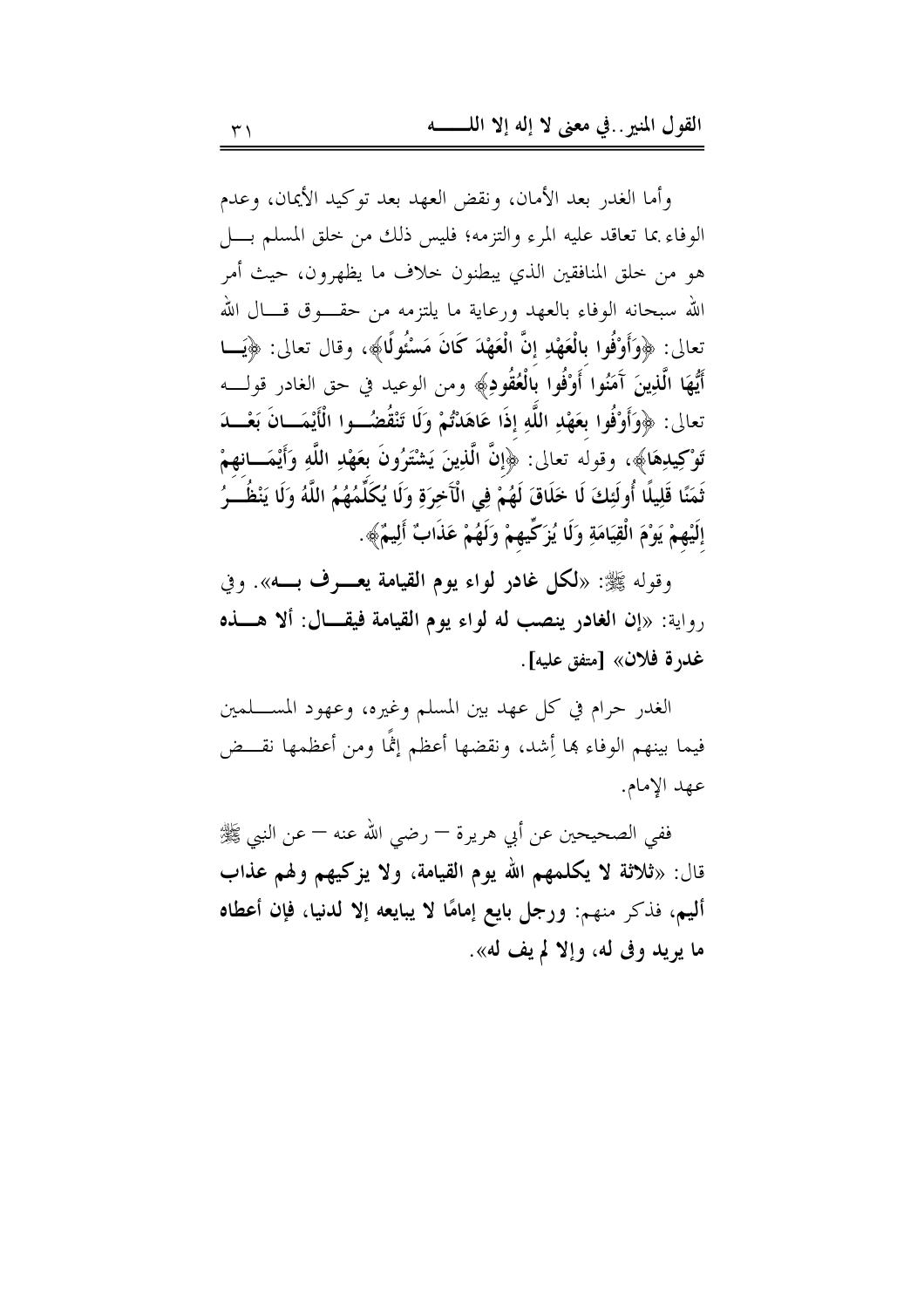وأما الغدر بعد الأمان، ونقض العهد بعد توكيد الأيمان، وعدم الوفاء بما تعاقد عليه المرء والتزمه؛ فليس ذلك من خلق المسلم بل هو من خلق المنافقين الذي يبطنون خلاف ما يظهرون، حيث أمر الله سبحانه الوفاء بالعهد ورعاية ما يلتزمه من حقوق قال الله تعالى: ﴿**وَأَوْفُوا بِالْعَهْدِ إِنَّ الْعَهْدَ كَانَ مَسْئُولًا**﴾، وقال تعالى: ﴿**يَا أَيُّهَا الَّذِينَ آَمَنُوا أَوْفُوا بِالْعُقُودِ**﴾ ومن الوعيد في حق الغادر قوله تعالى: ﴿**وَأَوْفُوا بِعَهْدِ اللَّهِ إِذَا عَاهَدْتُمْ وَلَا تَنْقُضُوا الْأَيْمَانَ بَعْدَ تَوْكِيدِهَا**﴾، وقوله تعالى: ﴿**إِنَّ الَّذِينَ يَشْتَرُونَ بِعَهْدِ اللَّهِ وَأَيْمَانِهِمْ ثَمَنًا قَلِيلًا أُولَئِكَ لَا خَلَاقَ لَهُمْ فِي الْآَخِرَةِ وَلَا يُكَلِّمُهُمُ اللَّهُ وَلَا يَنْظُرُ إِلَيْهِمْ يَوْمَ الْقِيَامَةِ وَلَا يُزَكِّيهِمْ وَلَهُمْ عَذَابٌ أَلِيمٌ**﴾.

وقوله ﷺ: «**لكل غادر لواء يوم القيامة يعرف به**». وفي رواية: «**إن الغادر ينصب له لواء يوم القيامة فيقال: ألا هذه غدرة فلان**» **[متفق عليه]**.

الغدر حرام في كل عهد بين المسلم وغيره، وعهود المسلمين فيما بينهم الوفاء بها أشد، ونقضها أعظم إثمًا ومن أعظمها نقض عهد الإمام.

ففي الصحيحين عن أبي هريرة – رضي الله عنه – عن النبي ﷺ قال: «**ثلاثة لا يكلمهم الله يوم القيامة، ولا يزكيهم ولهم عذاب أليم**، فذكر منهم: **ورجل بايع إمامًا لا يبايعه إلا لدنيا، فإن أعطاه ما يريد وفى له، وإلا لم يف له**».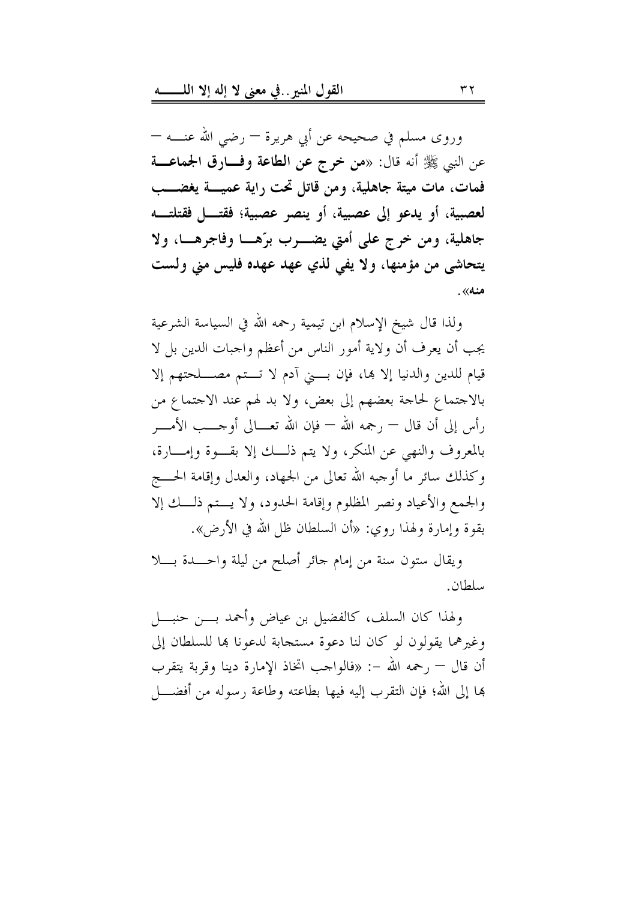وروى مسلم في صحيحه عن أبي هريرة – رضي الله عنه – عن النبي ﷺ أنه قال: «**من خرج عن الطاعة وفارق الجماعة فمات، مات ميتة جاهلية، ومن قاتل تحت راية عمية يغضب لعصبية، أو يدعو إلى عصبية، أو ينصر عصبية؛ فقتل فقتلته جاهلية، ومن خرج على أمتي يضرب برّها وفاجرها، ولا يتحاشى من مؤمنها، ولا يفي لذي عهد عهده فليس مني ولست منه**».

ولذا قال شيخ الإسلام ابن تيمية رحمه الله في السياسة الشرعية يجب أن يعرف أن ولاية أمور الناس من أعظم واجبات الدين بل لا قيام للدين والدنيا إلا بها، فإن بني آدم لا تتم مصلحتهم إلا بالاجتماع لحاجة بعضهم إلى بعض، ولا بد لهم عند الاجتماع من رأس إلى أن قال – رحمه الله – فإن الله تعالى أوجب الأمر بالمعروف والنهي عن المنكر، ولا يتم ذلك إلا بقوة وإمارة، وكذلك سائر ما أوجبه الله تعالى من الجهاد، والعدل وإقامة الحج والجمع والأعياد ونصر المظلوم وإقامة الحدود، ولا يتم ذلك إلا بقوة وإمارة ولهذا روي: «أن السلطان ظل الله في الأرض».

ويقال ستون سنة من إمام جائر أصلح من ليلة واحدة بلا سلطان.

ولهذا كان السلف، كالفضيل بن عياض وأحمد بن حنبل وغيرهما يقولون لو كان لنا دعوة مستجابة لدعونا بها للسلطان إلى أن قال – رحمه الله –: «فالواجب اتخاذ الإمارة دينا وقربة يتقرب بها إلى الله؛ فإن التقرب إليه فيها بطاعته وطاعة رسوله من أفضل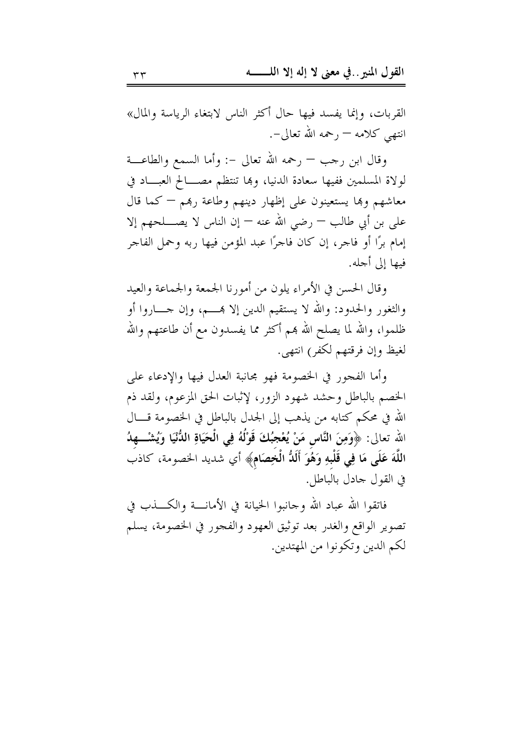القربات، وإنما يفسد فيها حال أكثر الناس لابتغاء الرياسة والمال» انتهى كلامه – رحمه الله تعالى-.

وقال ابن رجب – رحمه الله تعالى -: وأما السمع والطاعة لولاة المسلمين ففيها سعادة الدنيا، وبها تنتظم مصالح العباد في معاشهم وبها يستعينون على إظهار دينهم وطاعة ربهم – كما قال علي بن أبي طالب – رضي الله عنه – إن الناس لا يصلحهم إلا إمام برًا أو فاجر، إن كان فاجرًا عبد المؤمن فيها ربه وحمل الفاجر فيها إلى أجله.

وقال الحسن في الأمراء يلون من أمورنا الجمعة والجماعة والعيد والثغور والحدود: والله لا يستقيم الدين إلا بهم، وإن جاروا أو ظلموا، والله لما يصلح الله بهم أكثر مما يفسدون مع أن طاعتهم والله لغيظ وإن فرقتهم لكفر) انتهى.

وأما الفجور في الخصومة فهو مجانبة العدل فيها والإدعاء على الخصم بالباطل وحشد شهود الزور، لإثبات الحق المزعوم، ولقد ذم الله في محكم كتابه من يذهب إلى الجدل بالباطل في الخصومة قال الله تعالى: ﴿**وَمِنَ النَّاسِ مَنْ يُعْجِبُكَ قَوْلُهُ فِي الْحَيَاةِ الدُّنْيَا وَيُشْهِدُ اللَّهَ عَلَى مَا فِي قَلْبِهِ وَهُوَ أَلَدُّ الْخِصَامِ**﴾ أي شديد الخصومة، كاذب في القول جادل بالباطل.

فاتقوا الله عباد الله وجانبوا الخيانة في الأمانة والكذب في تصوير الواقع والغدر بعد توثيق العهود والفجور في الخصومة، يسلم لكم الدين وتكونوا من المهتدين.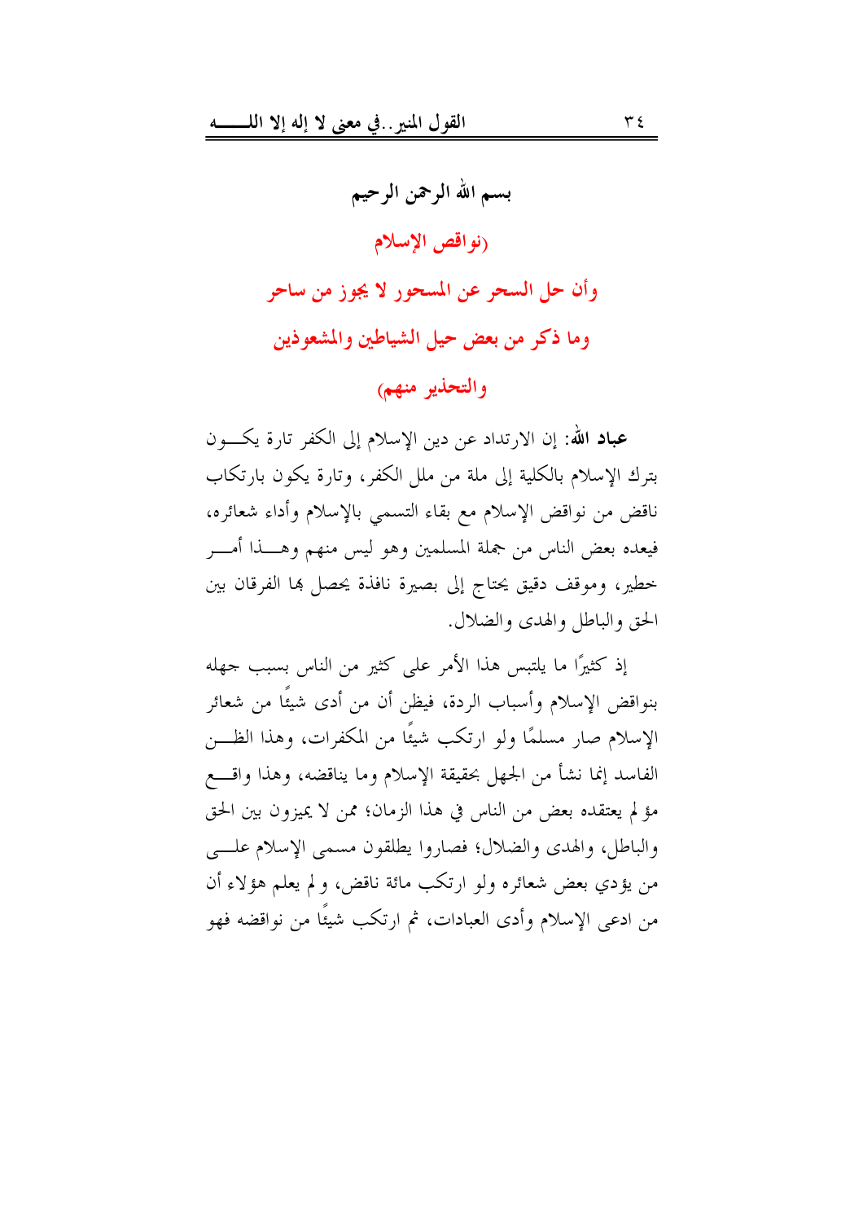بسم الله الرحمن الرحيم

## (نواقض الإسلام

## وأن حل السحر عن المسحور لا يجوز من ساحر

## وما ذكر من بعض حيل الشياطين والمشعوذين

## والتحذير منهم)

**عباد الله**: إن الارتداد عن دين الإسلام إلى الكفر تارة يكون بترك الإسلام بالكلية إلى ملة من ملل الكفر، وتارة يكون بارتكاب ناقض من نواقض الإسلام مع بقاء التسمي بالإسلام وأداء شعائره، فيعده بعض الناس من جملة المسلمين وهو ليس منهم وهذا أمر خطير، وموقف دقيق يحتاج إلى بصيرة نافذة يحصل بها الفرقان بين الحق والباطل والهدى والضلال.

إذ كثيرًا ما يلتبس هذا الأمر على كثير من الناس بسبب جهله بنواقض الإسلام وأسباب الردة، فيظن أن من أدى شيئًا من شعائر الإسلام صار مسلمًا ولو ارتكب شيئًا من المكفرات، وهذا الظن الفاسد إنما نشأ من الجهل بحقيقة الإسلام وما يناقضه، وهذا واقع مؤلم يعتقده بعض من الناس في هذا الزمان؛ ممن لا يميزون بين الحق والباطل، والهدى والضلال؛ فصاروا يطلقون مسمى الإسلام على من يؤدي بعض شعائره ولو ارتكب مائة ناقض، ولم يعلم هؤلاء أن من ادعى الإسلام وأدى العبادات، ثم ارتكب شيئًا من نواقضه فهو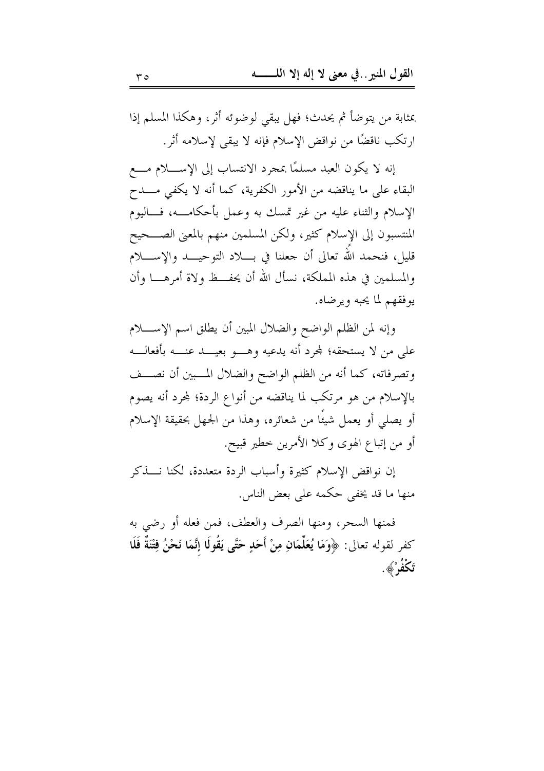بمثابة من يتوضأ ثم يحدث؛ فهل يبقى لوضوئه أثر، وهكذا المسلم إذا ارتكب ناقضًا من نواقض الإسلام فإنه لا يبقى لإسلامه أثر.

إنه لا يكون العبد مسلمًا بمجرد الانتساب إلى الإسلام مع البقاء على ما يناقضه من الأمور الكفرية، كما أنه لا يكفي مدح الإسلام والثناء عليه من غير تمسك به وعمل بأحكامه، فاليوم المنتسبون إلى الإسلام كثير، ولكن المسلمين منهم بالمعنى الصحيح قليل، فنحمد الله تعالى أن جعلنا في بلاد التوحيد والإسلام والمسلمين في هذه المملكة، نسأل الله أن يحفظ ولاة أمرها وأن يوفقهم لما يحبه ويرضاه.

وإنه لمن الظلم الواضح والضلال المبين أن يطلق اسم الإسلام على من لا يستحقه؛ لمجرد أنه يدعيه وهو بعيد عنه بأفعاله وتصرفاته، كما أنه من الظلم الواضح والضلال المبين أن نصف بالإسلام من هو مرتكب لما يناقضه من أنواع الردة؛ لمجرد أنه يصوم أو يصلي أو يعمل شيئًا من شعائره، وهذا من الجهل بحقيقة الإسلام أو من إتباع الهوى وكلا الأمرين خطير قبيح.

إن نواقض الإسلام كثيرة وأسباب الردة متعددة، لكنا نذكر منها ما قد يخفى حكمه على بعض الناس.

فمنها السحر، ومنها الصرف والعطف، فمن فعله أو رضي به كفر لقوله تعالى: ﴿**وَمَا يُعَلِّمَانِ مِنْ أَحَدٍ حَتَّى يَقُولَا إِنَّمَا نَحْنُ فِتْنَةٌ فَلَا تَكْفُرْ**﴾.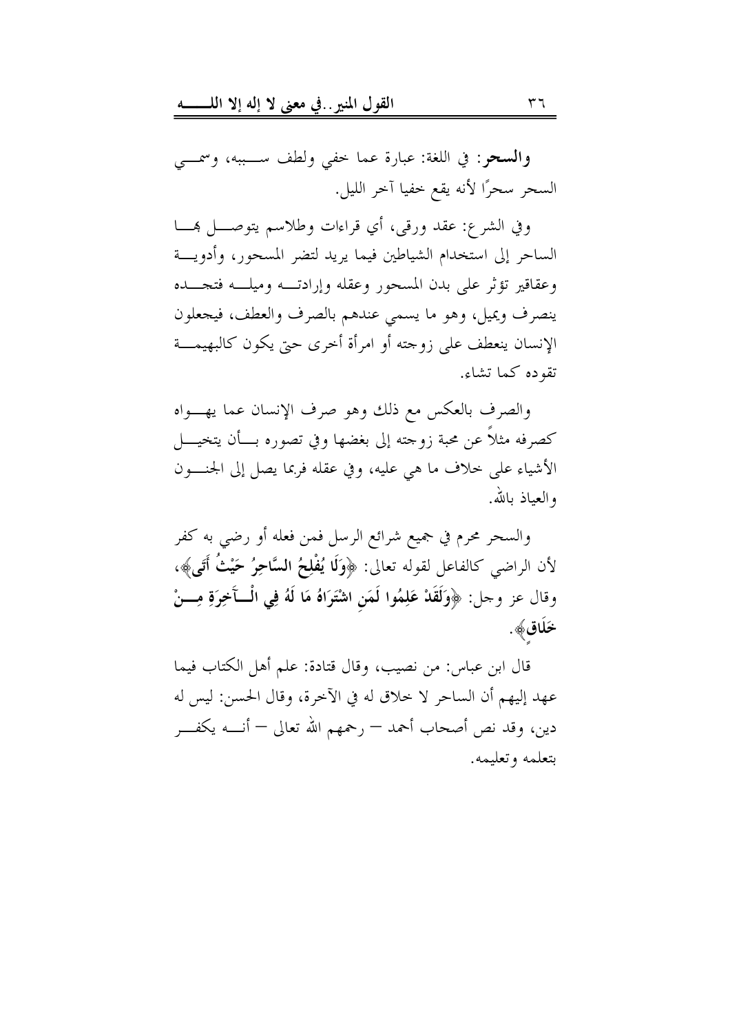**والسحر**: في اللغة: عبارة عما خفي ولطف سببه، وسمي السحر سحرًا لأنه يقع خفيا آخر الليل.

وفي الشرع: عقد ورقى، أي قراءات وطلاسم يتوصل بها الساحر إلى استخدام الشياطين فيما يريد لتضر المسحور، وأدوية وعقاقير تؤثر على بدن المسحور وعقله وإرادته وميله فتجده ينصرف ويميل، وهو ما يسمي عندهم بالصرف والعطف، فيجعلون الإنسان ينعطف على زوجته أو امرأة أخرى حتى يكون كالبهيمة تقوده كما تشاء.

والصرف بالعكس مع ذلك وهو صرف الإنسان عما يهواه كصرفه مثلاً عن محبة زوجته إلى بغضها وفي تصوره بأن يتخيل الأشياء على خلاف ما هي عليه، وفي عقله فربما يصل إلى الجنون والعياذ بالله.

والسحر محرم في جميع شرائع الرسل فمن فعله أو رضي به كفر لأن الراضي كالفاعل لقوله تعالى: ﴿**وَلَا يُفْلِحُ السَّاحِرُ حَيْثُ أَتَى**﴾، وقال عز وجل: ﴿**وَلَقَدْ عَلِمُوا لَمَنِ اشْتَرَاهُ مَا لَهُ فِي الْآخِرَةِ مِنْ خَلَاقٍ**﴾.

قال ابن عباس: من نصيب، وقال قتادة: علم أهل الكتاب فيما عهد إليهم أن الساحر لا خلاق له في الآخرة، وقال الحسن: ليس له دين، وقد نص أصحاب أحمد – رحمهم الله تعالى – أنه يكفر بتعلمه وتعليمه.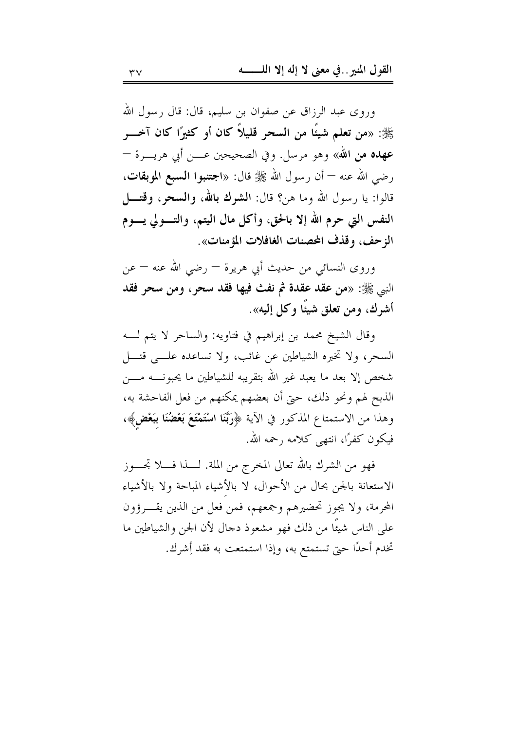وروى عبد الرزاق عن صفوان بن سليم، قال: قال رسول الله ﷺ: «**من تعلم شيئًا من السحر قليلاً كان أو كثيرًا كان آخر عهده من الله**» وهو مرسل. وفي الصحيحين عن أبي هريرة – رضي الله عنه – أن رسول الله ﷺ قال: «**اجتنبوا السبع الموبقات،** قالوا: يا رسول الله وما هن؟ قال: **الشرك بالله، والسحر، وقتل النفس التي حرم الله إلا بالحق، وأكل مال اليتم، والتولي يوم الزحف، وقذف المحصنات الغافلات المؤمنات**».

وروى النسائي من حديث أبي هريرة – رضي الله عنه – عن النبي ﷺ: «**من عقد عقدة ثم نفث فيها فقد سحر، ومن سحر فقد أشرك، ومن تعلق شيئًا وكل إليه**».

وقال الشيخ محمد بن إبراهيم في فتاويه: والساحر لا يتم له السحر، ولا تخبره الشياطين عن غائب، ولا تساعده على قتل شخص إلا بعد ما يعبد غير الله بتقريبه للشياطين ما يحبونه من الذبح لهم ونحو ذلك، حتى أن بعضهم يمكنهم من فعل الفاحشة به، وهذا من الاستمتاع المذكور في الآية ﴿**رَبَّنَا اسْتَمْتَعَ بَعْضُنَا بِبَعْضٍ**﴾، فيكون كفرًا، انتهى كلامه رحمه الله.

فهو من الشرك بالله تعالى المخرج من الملة. لذا فلا تجوز الاستعانة بالجن بحال من الأحوال، لا بالأشياء المباحة ولا بالأشياء المحرمة، ولا يجوز تحضيرهم وجمعهم، فمن فعل من الذين يقرؤون على الناس شيئًا من ذلك فهو مشعوذ دجال لأن الجن والشياطين ما تخدم أحدًا حتى تستمتع به، وإذا استمتعت به فقد أشرك.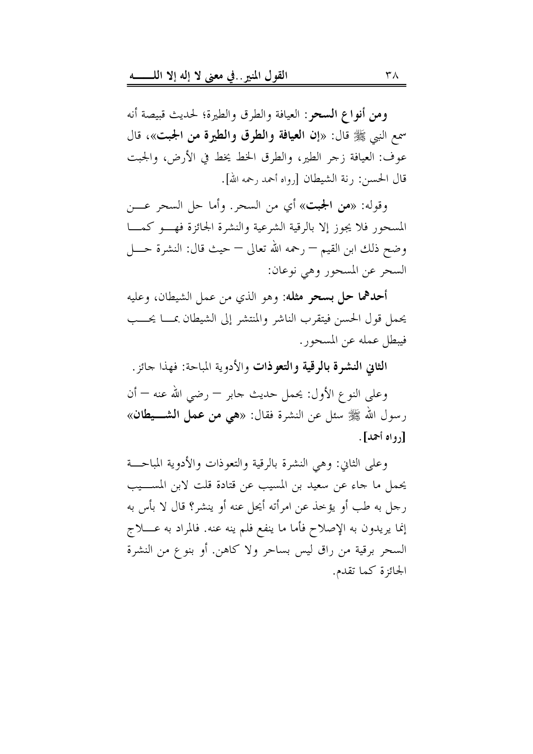**ومن أنواع السحر**: العيافة والطرق والطيرة؛ لحديث قبيصة أنه سمع النبي ﷺ قال: «**إن العيافة والطرق والطيرة من الجبت**»، قال عوف: العيافة زجر الطير، والطرق الخط يخط في الأرض، والجبت قال الحسن: رنة الشيطان [رواه أحمد رحمه الله].

وقوله: «**من الجبت**» أي من السحر. وأما حل السحر عن المسحور فلا يجوز إلا بالرقية الشرعية والنشرة الجائزة فهو كما وضح ذلك ابن القيم – رحمه الله تعالى – حيث قال: النشرة حل السحر عن المسحور وهي نوعان:

**أحدهما حل بسحر مثله**: وهو الذي من عمل الشيطان، وعليه يحمل قول الحسن فيتقرب الناشر والمنتشر إلى الشيطان بما يحب فيبطل عمله عن المسحور.

**الثاني النشرة بالرقية والتعوذات** والأدوية المباحة: فهذا جائز.

وعلى النوع الأول: يحمل حديث جابر – رضي الله عنه – أن رسول الله ﷺ سئل عن النشرة فقال: «**هي من عمل الشيطان**» **[رواه أحمد]**.

وعلى الثاني: وهي النشرة بالرقية والتعوذات والأدوية المباحة يحمل ما جاء عن سعيد بن المسيب عن قتادة قلت لابن المسيب رجل به طب أو يؤخذ عن امرأته أيحل عنه أو ينشر؟ قال لا بأس به إنما يريدون به الإصلاح فأما ما ينفع فلم ينه عنه. فالمراد به علاج السحر برقية من راق ليس بساحر ولا كاهن. أو بنوع من النشرة الجائزة كما تقدم.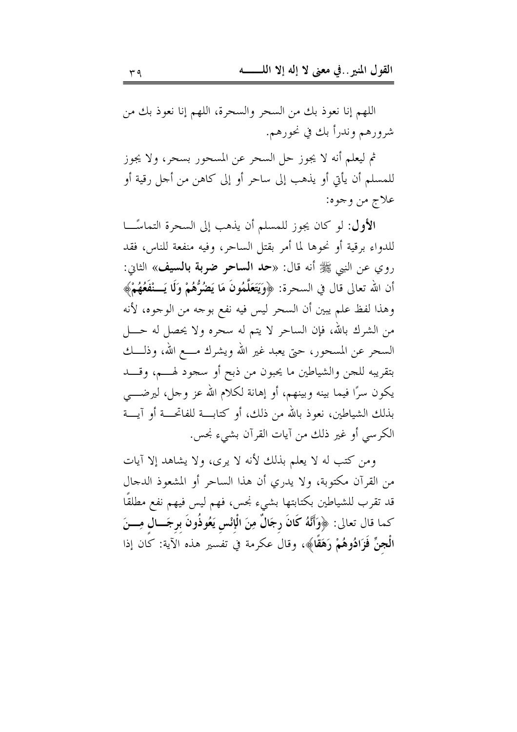اللهم إنا نعوذ بك من السحر والسحرة، اللهم إنا نعوذ بك من شرورهم وندرأ بك في نحورهم.

ثم ليعلم أنه لا يجوز حل السحر عن المسحور بسحر، ولا يجوز للمسلم أن يأتي أو يذهب إلى ساحر أو إلى كاهن من أجل رقية أو علاج من وجوه:

**الأول**: لو كان يجوز للمسلم أن يذهب إلى السحرة التماسًا للدواء برقية أو نحوها لما أمر بقتل الساحر، وفيه منفعة للناس، فقد روي عن النبي ﷺ أنه قال: «**حد الساحر ضربة بالسيف**» الثاني: أن الله تعالى قال في السحرة: ﴿**وَيَتَعَلَّمُونَ مَا يَضُرُّهُمْ وَلَا يَنْفَعُهُمْ**﴾ وهذا لفظ علم يبين أن السحر ليس فيه نفع بوجه من الوجوه، لأنه من الشرك بالله، فإن الساحر لا يتم له سحره ولا يحصل له حل السحر عن المسحور، حتى يعبد غير الله ويشرك مع الله، وذلك بتقريبه للجن والشياطين ما يحبون من ذبح أو سجود لهم، وقد يكون سرًا فيما بينه وبينهم، أو إهانة لكلام الله عز وجل، ليرضى بذلك الشياطين، نعوذ بالله من ذلك، أو كتابة للفاتحة أو آية الكرسي أو غير ذلك من آيات القرآن بشيء نجس.

ومن كتب له لا يعلم بذلك لأنه لا يرى، ولا يشاهد إلا آيات من القرآن مكتوبة، ولا يدري أن هذا الساحر أو المشعوذ الدجال قد تقرب للشياطين بكتابتها بشيء نجس، فهم ليس فيهم نفع مطلقًا كما قال تعالى: ﴿**وَأَنَّهُ كَانَ رِجَالٌ مِنَ الْإِنْسِ يَعُوذُونَ بِرِجَالٍ مِنَ الْجِنِّ فَزَادُوهُمْ رَهَقًا**﴾، وقال عكرمة في تفسير هذه الآية: كان إذا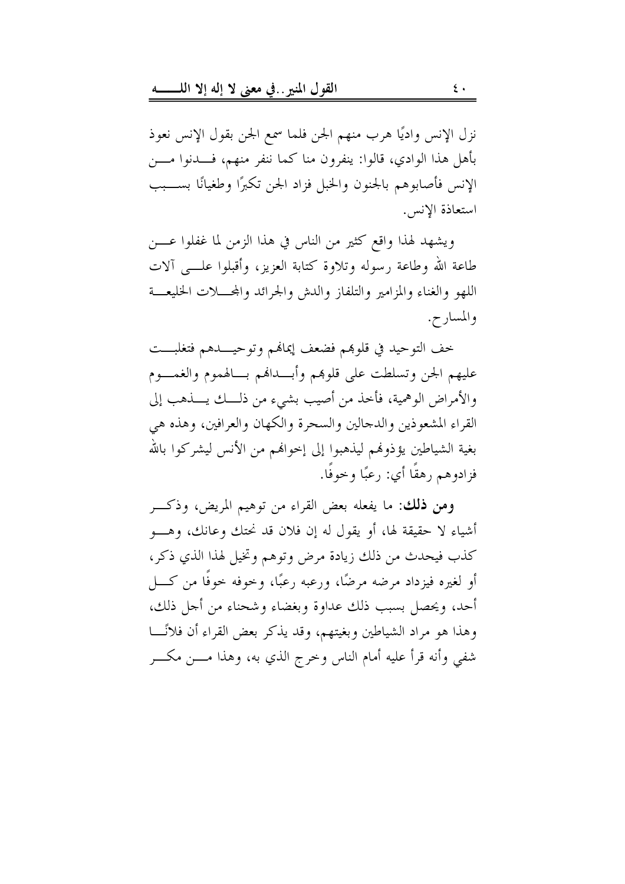نزل الإنس واديًا هرب منهم الجن فلما سمع الجن بقول الإنس نعوذ بأهل هذا الوادي، قالوا: ينفرون منا كما ننفر منهم، فدنوا من الإنس فأصابوهم بالجنون والخبل فزاد الجن تكبرًا وطغيانًا بسبب استعاذة الإنس.

ويشهد لهذا واقع كثير من الناس في هذا الزمن لما غفلوا عن طاعة الله وطاعة رسوله وتلاوة كتابة العزيز، وأقبلوا على آلات اللهو والغناء والمزامير والتلفاز والدش والجرائد والمجلات الخليعة والمسارح.

خف التوحيد في قلوبهم فضعف إيمانهم وتوحيدهم فتغلبت عليهم الجن وتسلطت على قلوبهم وأبدانهم بالهموم والغموم والأمراض الوهمية، فأخذ من أصيب بشيء من ذلك يذهب إلى القراء المشعوذين والدجالين والسحرة والكهان والعرافين، وهذه هي بغية الشياطين يؤذونهم ليذهبوا إلى إخوانهم من الأنس ليشركوا بالله فزادوهم رهقًا أي: رعبًا وخوفًا.

**ومن ذلك**: ما يفعله بعض القراء من توهيم المريض، وذكر أشياء لا حقيقة لها، أو يقول له إن فلان قد نحتك وعانك، وهو كذب فيحدث من ذلك زيادة مرض وتوهم وتخيل لهذا الذي ذكر، أو لغيره فيزداد مرضه مرضًا، ورعبه رعبًا، وخوفه خوفًا من كل أحد، ويحصل بسبب ذلك عداوة وبغضاء وشحناء من أجل ذلك، وهذا هو مراد الشياطين وبغيتهم، وقد يذكر بعض القراء أن فلانًا شفي وأنه قرأ عليه أمام الناس وخرج الذي به، وهذا من مكر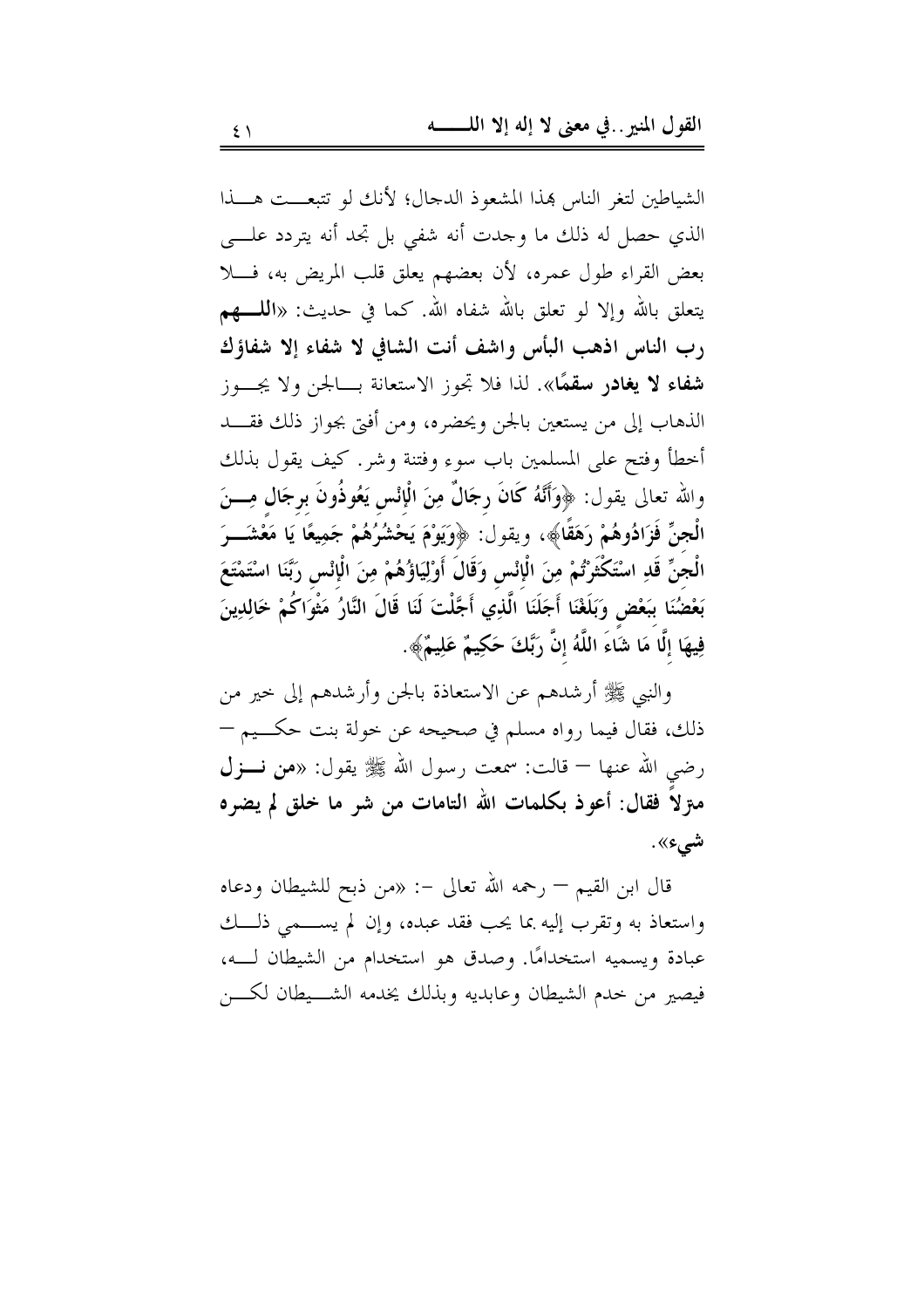الشياطين لتغر الناس بهذا المشعوذ الدجال؛ لأنك لو تتبعت هذا الذي حصل له ذلك ما وجدت أنه شفي بل تجد أنه يتردد على بعض القراء طول عمره، لأن بعضهم يعلق قلب المريض به، فلا يتعلق بالله وإلا لو تعلق بالله شفاه الله. كما في حديث: «**اللهم رب الناس اذهب البأس واشف أنت الشافي لا شفاء إلا شفاؤك شفاء لا يغادر سقمًا**». لذا فلا تجوز الاستعانة بالجن ولا يجوز الذهاب إلى من يستعين بالجن ويحضره، ومن أفتى بجواز ذلك فقد أخطأ وفتح على المسلمين باب سوء وفتنة وشر. كيف يقول بذلك والله تعالى يقول: ﴿**وَأَنَّهُ كَانَ رِجَالٌ مِنَ الْإِنْسِ يَعُوذُونَ بِرِجَالٍ مِنَ الْجِنِّ فَزَادُوهُمْ رَهَقًا**﴾، ويقول: ﴿**وَيَوْمَ يَحْشُرُهُمْ جَمِيعًا يَا مَعْشَرَ الْجِنِّ قَدِ اسْتَكْثَرْتُمْ مِنَ الْإِنْسِ وَقَالَ أَوْلِيَاؤُهُمْ مِنَ الْإِنْسِ رَبَّنَا اسْتَمْتَعَ بَعْضُنَا بِبَعْضٍ وَبَلَغْنَا أَجَلَنَا الَّذِي أَجَّلْتَ لَنَا قَالَ النَّارُ مَثْوَاكُمْ خَالِدِينَ فِيهَا إِلَّا مَا شَاءَ اللَّهُ إِنَّ رَبَّكَ حَكِيمٌ عَلِيمٌ**﴾.

والنبي ﷺ أرشدهم عن الاستعاذة بالجن وأرشدهم إلى خير من ذلك، فقال فيما رواه مسلم في صحيحه عن خولة بنت حكيم – رضي الله عنها – قالت: سمعت رسول الله ﷺ يقول: «**من نزل منزلاً فقال: أعوذ بكلمات الله التامات من شر ما خلق لم يضره شيء**».

قال ابن القيم – رحمه الله تعالى -: «من ذبح للشيطان ودعاه واستعاذ به وتقرب إليه بما يحب فقد عبده، وإن لم يسمي ذلك عبادة ويسميه استخدامًا. وصدق هو استخدام من الشيطان له، فيصير من خدم الشيطان وعابديه وبذلك يخدمه الشيطان لكن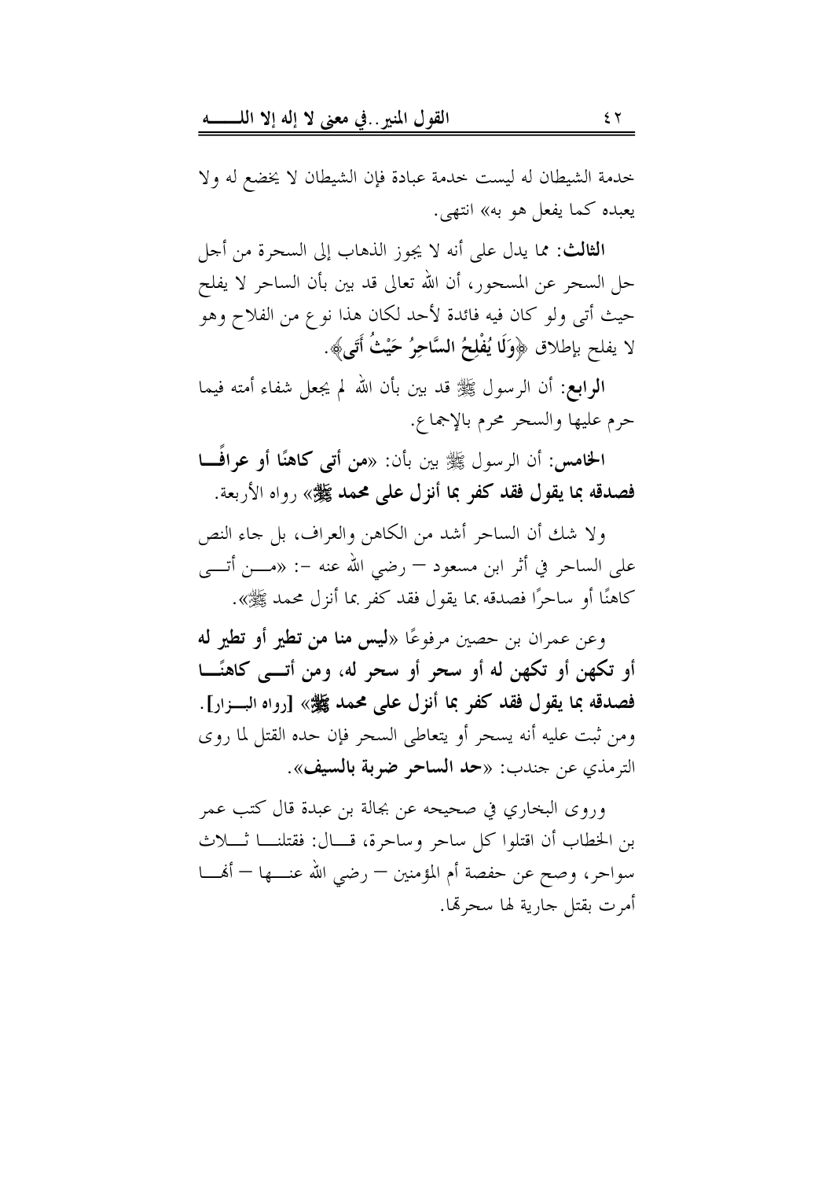خدمة الشيطان له ليست خدمة عبادة فإن الشيطان لا يخضع له ولا يعبده كما يفعل هو به» انتهى.

**الثالث**: مما يدل على أنه لا يجوز الذهاب إلى السحرة من أجل حل السحر عن المسحور، أن الله تعالى قد بين بأن الساحر لا يفلح حيث أتى ولو كان فيه فائدة لأحد لكان هذا نوع من الفلاح وهو لا يفلح بإطلاق ﴿**وَلَا يُفْلِحُ السَّاحِرُ حَيْثُ أَتَى**﴾.

**الرابع**: أن الرسول ﷺ قد بين بأن الله لم يجعل شفاء أمته فيما حرم عليها والسحر محرم بالإجماع.

**الخامس**: أن الرسول ﷺ بين بأن: «**من أتى كاهنًا أو عرافًا فصدقه بما يقول فقد كفر بما أنزل على محمد ﷺ**» رواه الأربعة.

ولا شك أن الساحر أشد من الكاهن والعراف، بل جاء النص على الساحر في أثر ابن مسعود – رضي الله عنه –: «من أتى كاهنًا أو ساحرًا فصدقه بما يقول فقد كفر بما أنزل محمد ﷺ».

وعن عمران بن حصين مرفوعًا «**ليس منا من تطير أو تطير له أو تكهن أو تكهن له أو سحر أو سحر له، ومن أتى كاهنًا فصدقه بما يقول فقد كفر بما أنزل على محمد ﷺ**» [رواه البزار]. ومن ثبت عليه أنه يسحر أو يتعاطى السحر فإن حده القتل لما روى الترمذي عن جندب: «**حد الساحر ضربة بالسيف**».

وروى البخاري في صحيحه عن بجالة بن عبدة قال كتب عمر بن الخطاب أن اقتلوا كل ساحر وساحرة، قال: فقتلنا ثلاث سواحر، وصح عن حفصة أم المؤمنين – رضي الله عنها – أنها أمرت بقتل جارية لها سحرتها.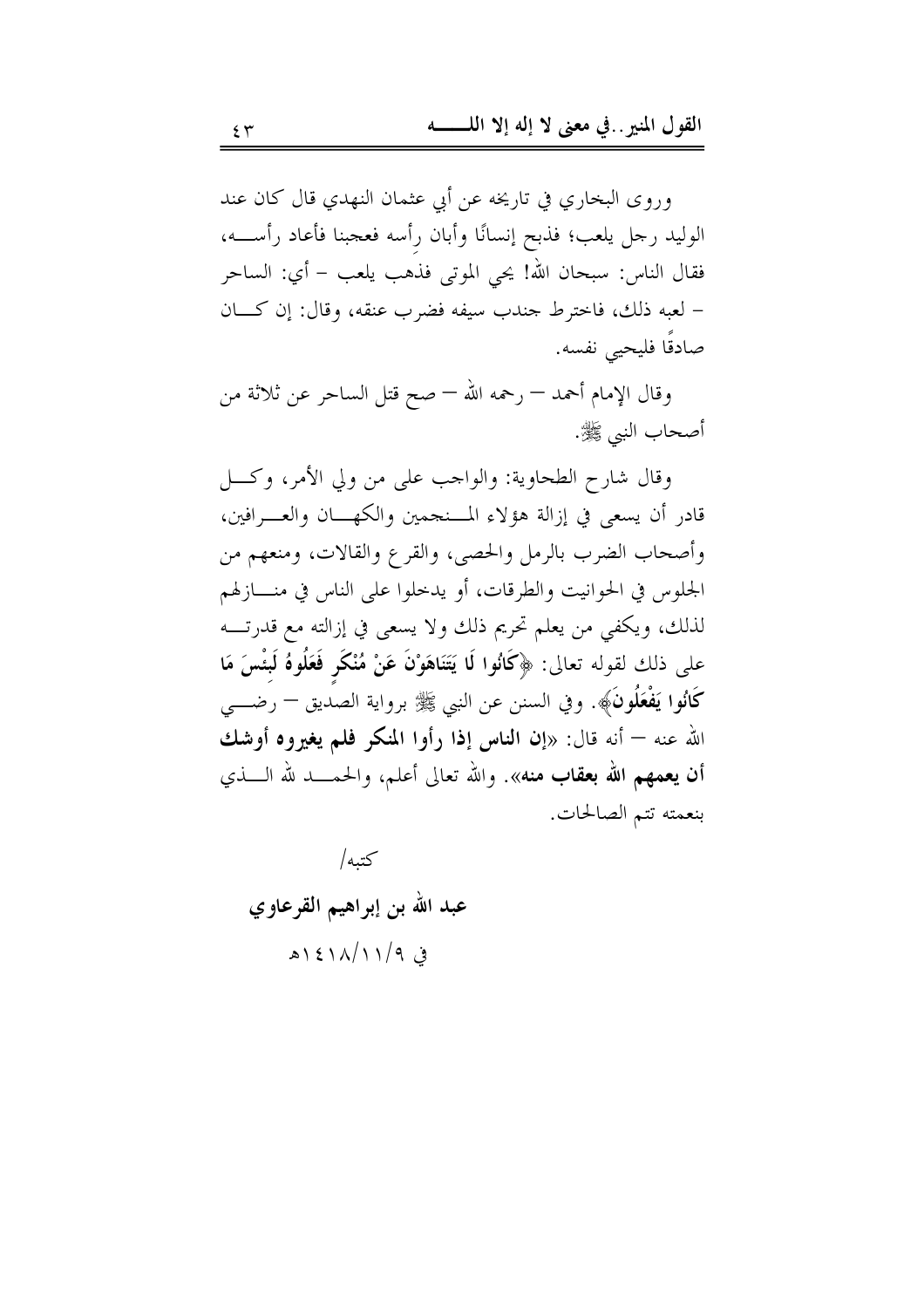وروى البخاري في تاريخه عن أبي عثمان النهدي قال كان عند الوليد رجل يلعب؛ فذبح إنسانًا وأبان رأسه فعجبنا فأعاد رأسه، فقال الناس: سبحان الله! يحي الموتى فذهب يلعب – أي: الساحر – لعبه ذلك، فاخترط جندب سيفه فضرب عنقه، وقال: إن كان صادقًا فليحيي نفسه.

وقال الإمام أحمد – رحمه الله – صح قتل الساحر عن ثلاثة من أصحاب النبي ﷺ.

وقال شارح الطحاوية: والواجب على من ولي الأمر، وكل قادر أن يسعى في إزالة هؤلاء المنجمين والكهان والعرافين، وأصحاب الضرب بالرمل والحصى، والقرع والقالات، ومنعهم من الجلوس في الحوانيت والطرقات، أو يدخلوا على الناس في منازلهم لذلك، ويكفي من يعلم تحريم ذلك ولا يسعى في إزالته مع قدرته على ذلك لقوله تعالى: ﴿**كَانُوا لَا يَتَنَاهَوْنَ عَنْ مُنْكَرٍ فَعَلُوهُ لَبِئْسَ مَا كَانُوا يَفْعَلُونَ**﴾. وفي السنن عن النبي ﷺ برواية الصديق – رضي الله عنه – أنه قال: «**إن الناس إذا رأوا المنكر فلم يغيروه أوشك أن يعمهم الله بعقاب منه**». والله تعالى أعلم، والحمد لله الذي بنعمته تتم الصالحات.

كتبه/

**عبد الله بن إبراهيم القرعاوي**

في ١٤١٨/١١/٩هـ